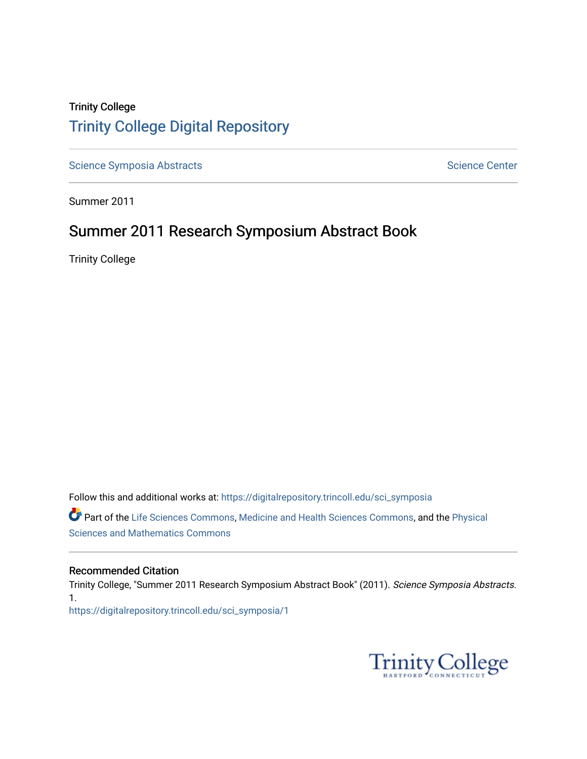Trinity College

# Trinity College Digital Repository

Science Symposia Abstracts | Science Center

Summer 2011

## Summer 2011 Research Symposium Abstract Book

Trinity College

Follow this and additional works at: https://digitalrepository.trincoll.edu/sci_symposia

Part of the Life Sciences Commons, Medicine and Health Sciences Commons, and the Physical Sciences and Mathematics Commons

### Recommended Citation

Trinity College, "Summer 2011 Research Symposium Abstract Book" (2011). *Science Symposia Abstracts*. 1.
https://digitalrepository.trincoll.edu/sci_symposia/1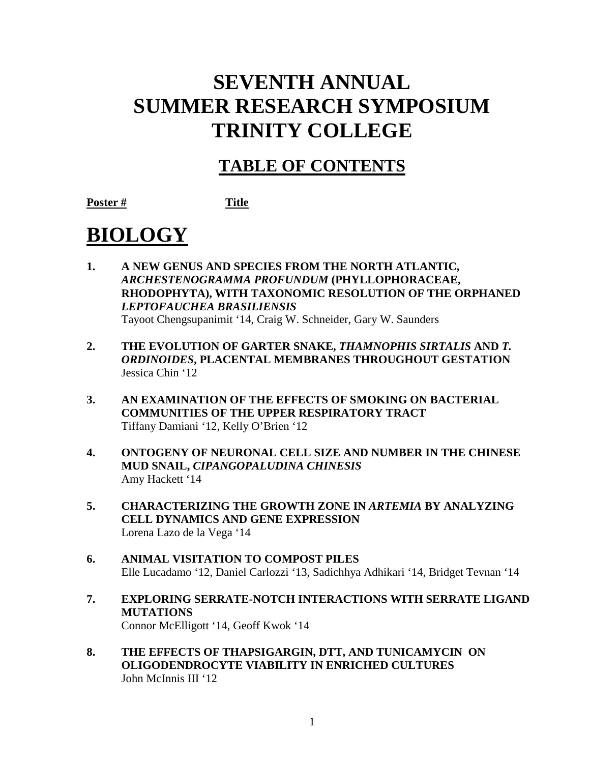# SEVENTH ANNUAL SUMMER RESEARCH SYMPOSIUM TRINITY COLLEGE

## TABLE OF CONTENTS

**Poster #** **Title**

# BIOLOGY

1. **A NEW GENUS AND SPECIES FROM THE NORTH ATLANTIC, *ARCHESTENOGRAMMA PROFUNDUM* (PHYLLOPHORACEAE, RHODOPHYTA), WITH TAXONOMIC RESOLUTION OF THE ORPHANED *LEPTOFAUCHEA BRASILIENSIS***
   Tayoot Chengsupanimit '14, Craig W. Schneider, Gary W. Saunders

2. **THE EVOLUTION OF GARTER SNAKE, *THAMNOPHIS SIRTALIS* AND *T. ORDINOIDES*, PLACENTAL MEMBRANES THROUGHOUT GESTATION**
   Jessica Chin '12

3. **AN EXAMINATION OF THE EFFECTS OF SMOKING ON BACTERIAL COMMUNITIES OF THE UPPER RESPIRATORY TRACT**
   Tiffany Damiani '12, Kelly O'Brien '12

4. **ONTOGENY OF NEURONAL CELL SIZE AND NUMBER IN THE CHINESE MUD SNAIL, *CIPANGOPALUDINA CHINESIS***
   Amy Hackett '14

5. **CHARACTERIZING THE GROWTH ZONE IN *ARTEMIA* BY ANALYZING CELL DYNAMICS AND GENE EXPRESSION**
   Lorena Lazo de la Vega '14

6. **ANIMAL VISITATION TO COMPOST PILES**
   Elle Lucadamo '12, Daniel Carlozzi '13, Sadichhya Adhikari '14, Bridget Tevnan '14

7. **EXPLORING SERRATE-NOTCH INTERACTIONS WITH SERRATE LIGAND MUTATIONS**
   Connor McElligott '14, Geoff Kwok '14

8. **THE EFFECTS OF THAPSIGARGIN, DTT, AND TUNICAMYCIN ON OLIGODENDROCYTE VIABILITY IN ENRICHED CULTURES**
   John McInnis III '12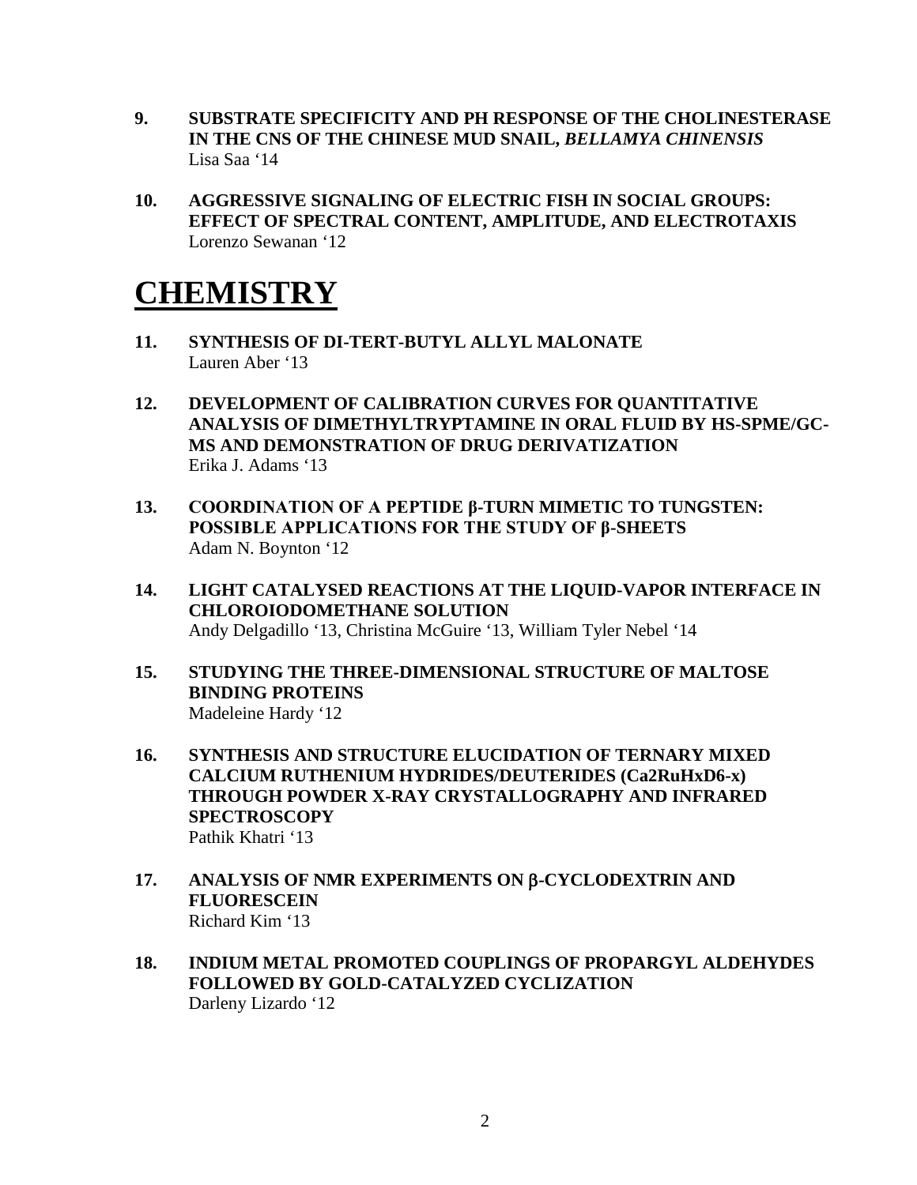**9. SUBSTRATE SPECIFICITY AND PH RESPONSE OF THE CHOLINESTERASE IN THE CNS OF THE CHINESE MUD SNAIL, *BELLAMYA CHINENSIS***
Lisa Saa '14

**10. AGGRESSIVE SIGNALING OF ELECTRIC FISH IN SOCIAL GROUPS: EFFECT OF SPECTRAL CONTENT, AMPLITUDE, AND ELECTROTAXIS**
Lorenzo Sewanan '12

# CHEMISTRY

**11. SYNTHESIS OF DI-TERT-BUTYL ALLYL MALONATE**
Lauren Aber '13

**12. DEVELOPMENT OF CALIBRATION CURVES FOR QUANTITATIVE ANALYSIS OF DIMETHYLTRYPTAMINE IN ORAL FLUID BY HS-SPME/GC-MS AND DEMONSTRATION OF DRUG DERIVATIZATION**
Erika J. Adams '13

**13. COORDINATION OF A PEPTIDE β-TURN MIMETIC TO TUNGSTEN: POSSIBLE APPLICATIONS FOR THE STUDY OF β-SHEETS**
Adam N. Boynton '12

**14. LIGHT CATALYSED REACTIONS AT THE LIQUID-VAPOR INTERFACE IN CHLOROIODOMETHANE SOLUTION**
Andy Delgadillo '13, Christina McGuire '13, William Tyler Nebel '14

**15. STUDYING THE THREE-DIMENSIONAL STRUCTURE OF MALTOSE BINDING PROTEINS**
Madeleine Hardy '12

**16. SYNTHESIS AND STRUCTURE ELUCIDATION OF TERNARY MIXED CALCIUM RUTHENIUM HYDRIDES/DEUTERIDES (Ca2RuHxD6-x) THROUGH POWDER X-RAY CRYSTALLOGRAPHY AND INFRARED SPECTROSCOPY**
Pathik Khatri '13

**17. ANALYSIS OF NMR EXPERIMENTS ON β-CYCLODEXTRIN AND FLUORESCEIN**
Richard Kim '13

**18. INDIUM METAL PROMOTED COUPLINGS OF PROPARGYL ALDEHYDES FOLLOWED BY GOLD-CATALYZED CYCLIZATION**
Darleny Lizardo '12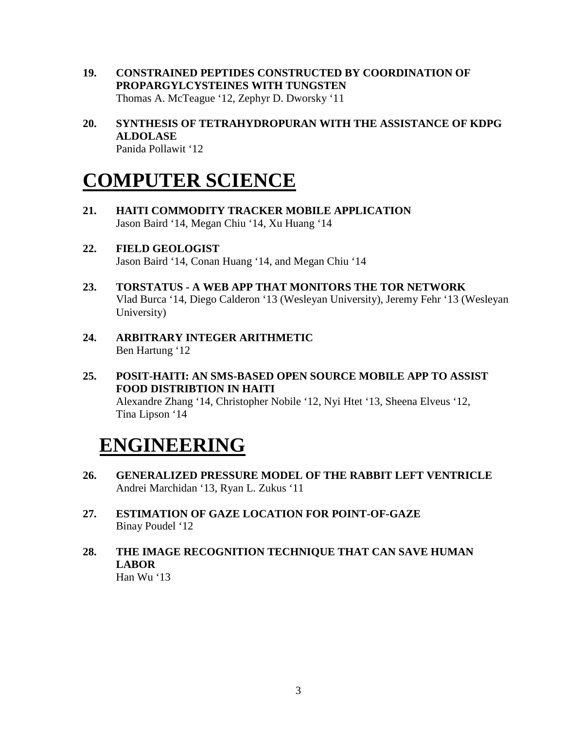**19. CONSTRAINED PEPTIDES CONSTRUCTED BY COORDINATION OF PROPARGYLCYSTEINES WITH TUNGSTEN**
Thomas A. McTeague '12, Zephyr D. Dworsky '11

**20. SYNTHESIS OF TETRAHYDROPURAN WITH THE ASSISTANCE OF KDPG ALDOLASE**
Panida Pollawit '12

# COMPUTER SCIENCE

**21. HAITI COMMODITY TRACKER MOBILE APPLICATION**
Jason Baird '14, Megan Chiu '14, Xu Huang '14

**22. FIELD GEOLOGIST**
Jason Baird '14, Conan Huang '14, and Megan Chiu '14

**23. TORSTATUS - A WEB APP THAT MONITORS THE TOR NETWORK**
Vlad Burca '14, Diego Calderon '13 (Wesleyan University), Jeremy Fehr '13 (Wesleyan University)

**24. ARBITRARY INTEGER ARITHMETIC**
Ben Hartung '12

**25. POSIT-HAITI: AN SMS-BASED OPEN SOURCE MOBILE APP TO ASSIST FOOD DISTRIBTION IN HAITI**
Alexandre Zhang '14, Christopher Nobile '12, Nyi Htet '13, Sheena Elveus '12, Tina Lipson '14

# ENGINEERING

**26. GENERALIZED PRESSURE MODEL OF THE RABBIT LEFT VENTRICLE**
Andrei Marchidan '13, Ryan L. Zukus '11

**27. ESTIMATION OF GAZE LOCATION FOR POINT-OF-GAZE**
Binay Poudel '12

**28. THE IMAGE RECOGNITION TECHNIQUE THAT CAN SAVE HUMAN LABOR**
Han Wu '13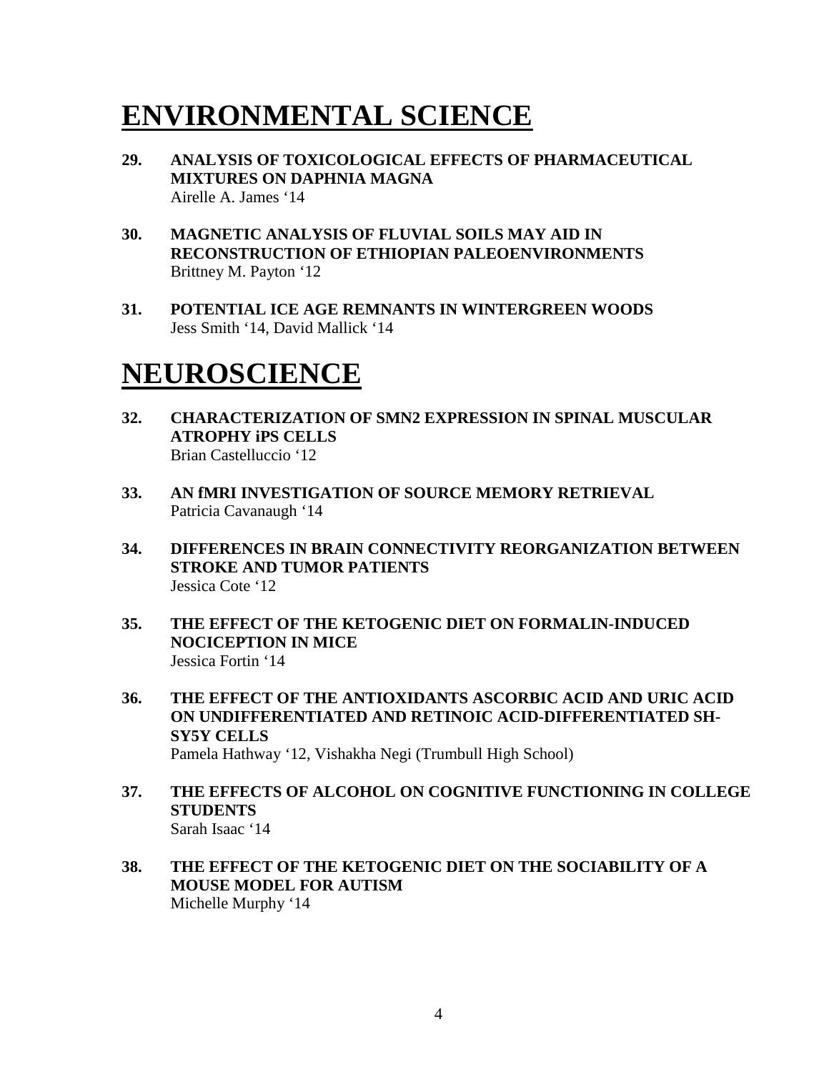# ENVIRONMENTAL SCIENCE

**29. ANALYSIS OF TOXICOLOGICAL EFFECTS OF PHARMACEUTICAL MIXTURES ON DAPHNIA MAGNA**
Airelle A. James '14

**30. MAGNETIC ANALYSIS OF FLUVIAL SOILS MAY AID IN RECONSTRUCTION OF ETHIOPIAN PALEOENVIRONMENTS**
Brittney M. Payton '12

**31. POTENTIAL ICE AGE REMNANTS IN WINTERGREEN WOODS**
Jess Smith '14, David Mallick '14

# NEUROSCIENCE

**32. CHARACTERIZATION OF SMN2 EXPRESSION IN SPINAL MUSCULAR ATROPHY iPS CELLS**
Brian Castelluccio '12

**33. AN fMRI INVESTIGATION OF SOURCE MEMORY RETRIEVAL**
Patricia Cavanaugh '14

**34. DIFFERENCES IN BRAIN CONNECTIVITY REORGANIZATION BETWEEN STROKE AND TUMOR PATIENTS**
Jessica Cote '12

**35. THE EFFECT OF THE KETOGENIC DIET ON FORMALIN-INDUCED NOCICEPTION IN MICE**
Jessica Fortin '14

**36. THE EFFECT OF THE ANTIOXIDANTS ASCORBIC ACID AND URIC ACID ON UNDIFFERENTIATED AND RETINOIC ACID-DIFFERENTIATED SH-SY5Y CELLS**
Pamela Hathway '12, Vishakha Negi (Trumbull High School)

**37. THE EFFECTS OF ALCOHOL ON COGNITIVE FUNCTIONING IN COLLEGE STUDENTS**
Sarah Isaac '14

**38. THE EFFECT OF THE KETOGENIC DIET ON THE SOCIABILITY OF A MOUSE MODEL FOR AUTISM**
Michelle Murphy '14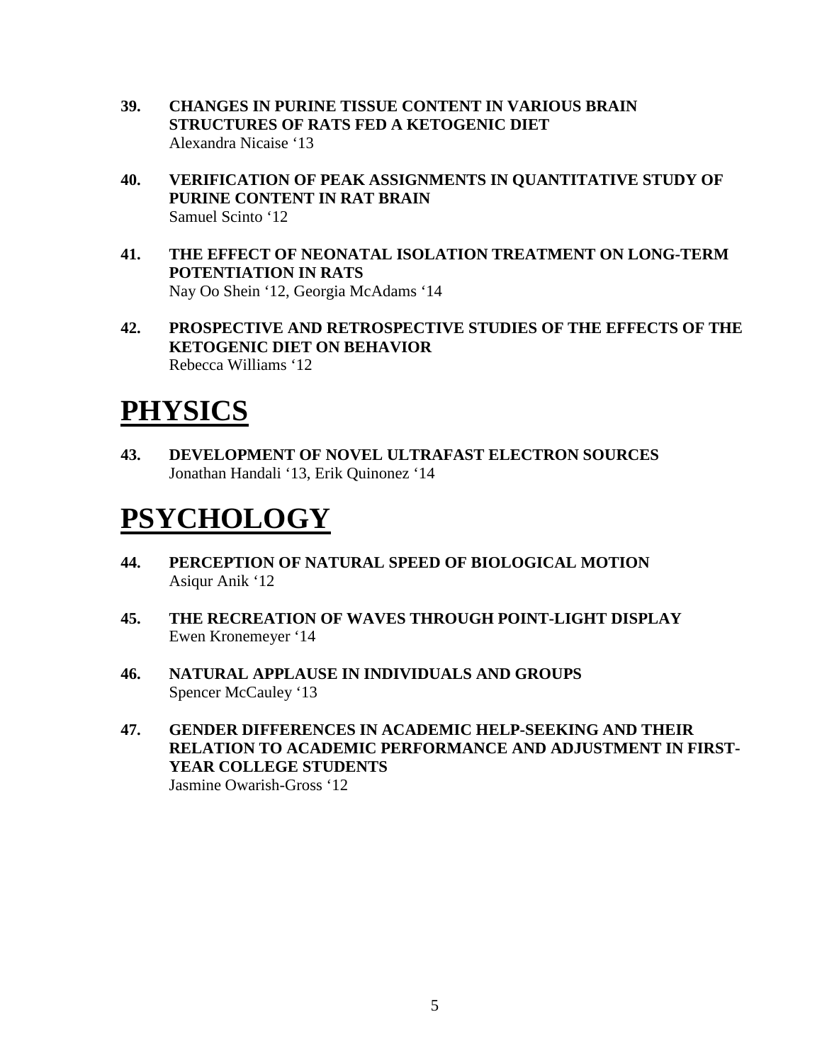**39. CHANGES IN PURINE TISSUE CONTENT IN VARIOUS BRAIN STRUCTURES OF RATS FED A KETOGENIC DIET**
Alexandra Nicaise '13

**40. VERIFICATION OF PEAK ASSIGNMENTS IN QUANTITATIVE STUDY OF PURINE CONTENT IN RAT BRAIN**
Samuel Scinto '12

**41. THE EFFECT OF NEONATAL ISOLATION TREATMENT ON LONG-TERM POTENTIATION IN RATS**
Nay Oo Shein '12, Georgia McAdams '14

**42. PROSPECTIVE AND RETROSPECTIVE STUDIES OF THE EFFECTS OF THE KETOGENIC DIET ON BEHAVIOR**
Rebecca Williams '12

# PHYSICS

**43. DEVELOPMENT OF NOVEL ULTRAFAST ELECTRON SOURCES**
Jonathan Handali '13, Erik Quinonez '14

# PSYCHOLOGY

**44. PERCEPTION OF NATURAL SPEED OF BIOLOGICAL MOTION**
Asiqur Anik '12

**45. THE RECREATION OF WAVES THROUGH POINT-LIGHT DISPLAY**
Ewen Kronemeyer '14

**46. NATURAL APPLAUSE IN INDIVIDUALS AND GROUPS**
Spencer McCauley '13

**47. GENDER DIFFERENCES IN ACADEMIC HELP-SEEKING AND THEIR RELATION TO ACADEMIC PERFORMANCE AND ADJUSTMENT IN FIRST-YEAR COLLEGE STUDENTS**
Jasmine Owarish-Gross '12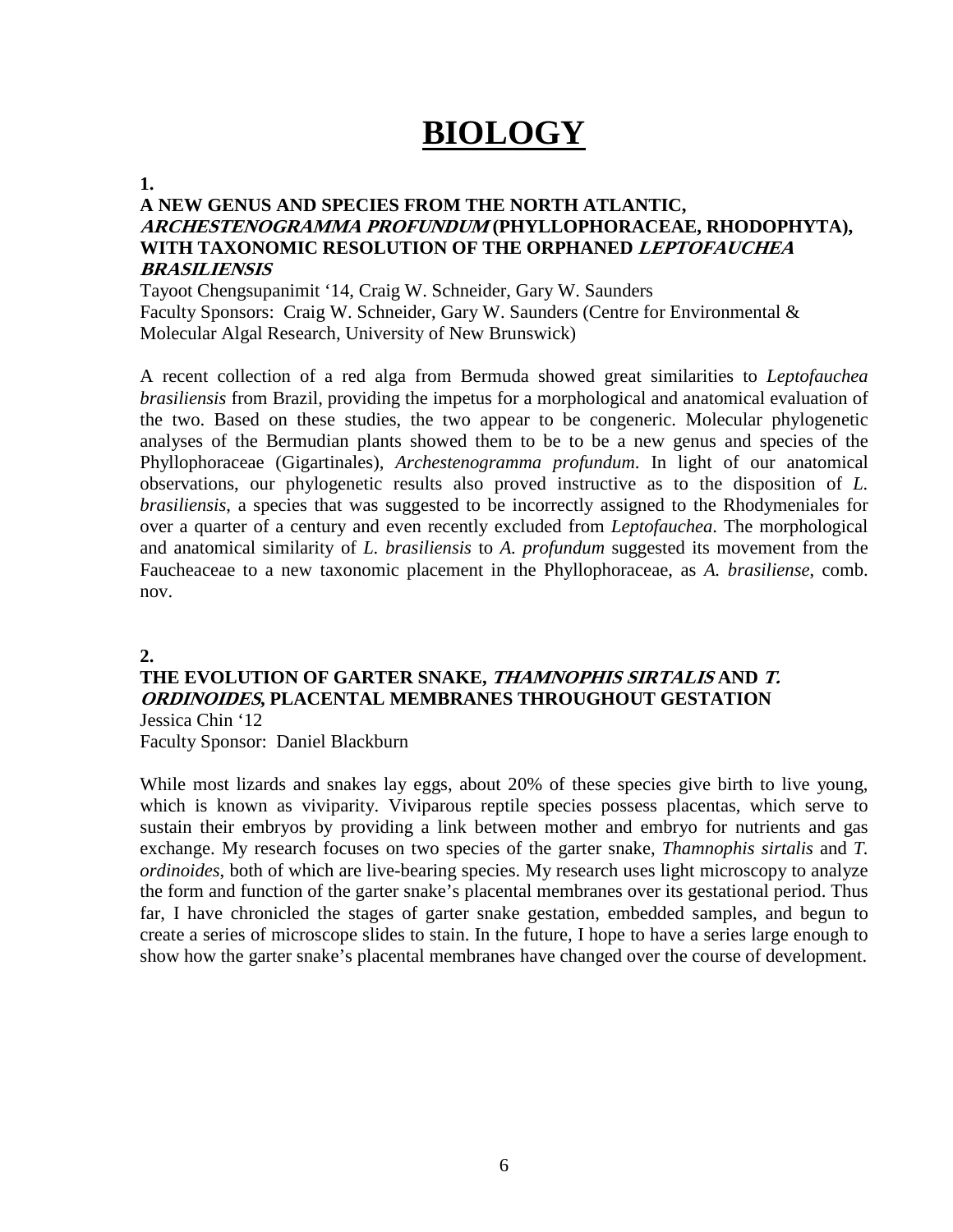# BIOLOGY

**1.**

**A NEW GENUS AND SPECIES FROM THE NORTH ATLANTIC, *ARCHESTENOGRAMMA PROFUNDUM* (PHYLLOPHORACEAE, RHODOPHYTA), WITH TAXONOMIC RESOLUTION OF THE ORPHANED *LEPTOFAUCHEA BRASILIENSIS***

Tayoot Chengsupanimit '14, Craig W. Schneider, Gary W. Saunders
Faculty Sponsors: Craig W. Schneider, Gary W. Saunders (Centre for Environmental & Molecular Algal Research, University of New Brunswick)

A recent collection of a red alga from Bermuda showed great similarities to *Leptofauchea brasiliensis* from Brazil, providing the impetus for a morphological and anatomical evaluation of the two. Based on these studies, the two appear to be congeneric. Molecular phylogenetic analyses of the Bermudian plants showed them to be to be a new genus and species of the Phyllophoraceae (Gigartinales), *Archestenogramma profundum*. In light of our anatomical observations, our phylogenetic results also proved instructive as to the disposition of *L. brasiliensis*, a species that was suggested to be incorrectly assigned to the Rhodymeniales for over a quarter of a century and even recently excluded from *Leptofauchea*. The morphological and anatomical similarity of *L. brasiliensis* to *A. profundum* suggested its movement from the Faucheaceae to a new taxonomic placement in the Phyllophoraceae, as *A. brasiliense*, comb. nov.

**2.**

**THE EVOLUTION OF GARTER SNAKE, *THAMNOPHIS SIRTALIS* AND *T. ORDINOIDES*, PLACENTAL MEMBRANES THROUGHOUT GESTATION**

Jessica Chin '12
Faculty Sponsor: Daniel Blackburn

While most lizards and snakes lay eggs, about 20% of these species give birth to live young, which is known as viviparity. Viviparous reptile species possess placentas, which serve to sustain their embryos by providing a link between mother and embryo for nutrients and gas exchange. My research focuses on two species of the garter snake, *Thamnophis sirtalis* and *T. ordinoides*, both of which are live-bearing species. My research uses light microscopy to analyze the form and function of the garter snake's placental membranes over its gestational period. Thus far, I have chronicled the stages of garter snake gestation, embedded samples, and begun to create a series of microscope slides to stain. In the future, I hope to have a series large enough to show how the garter snake's placental membranes have changed over the course of development.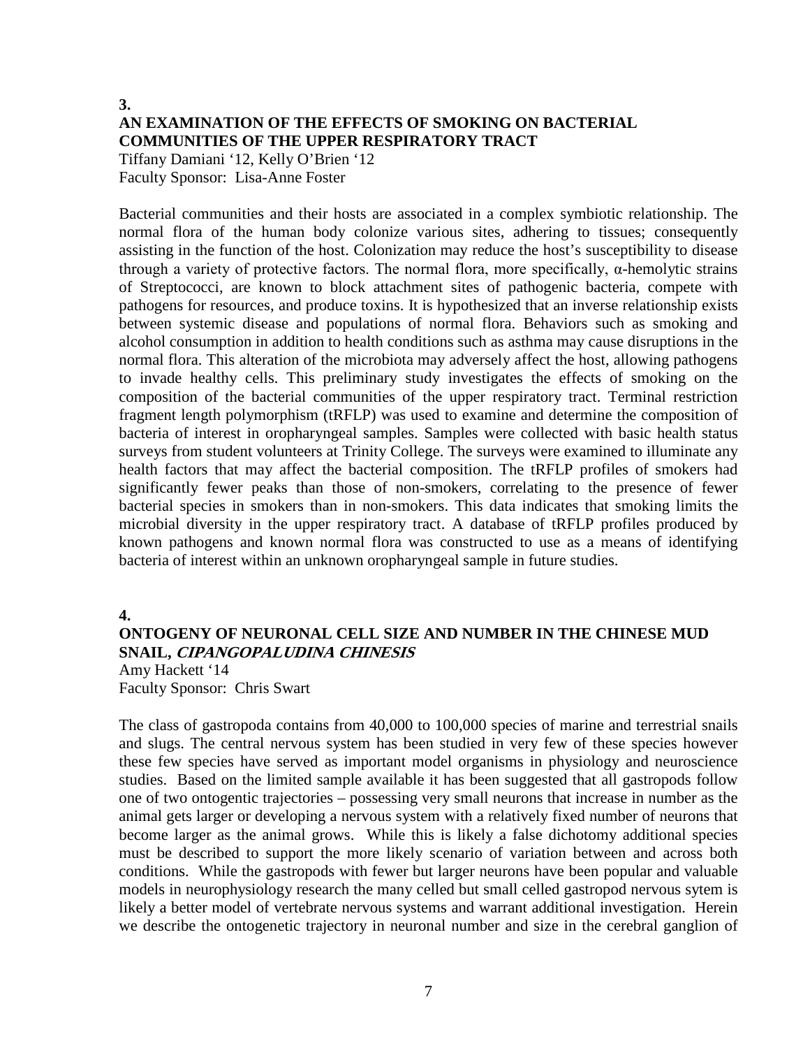**3.**

### AN EXAMINATION OF THE EFFECTS OF SMOKING ON BACTERIAL COMMUNITIES OF THE UPPER RESPIRATORY TRACT

Tiffany Damiani '12, Kelly O'Brien '12
Faculty Sponsor: Lisa-Anne Foster

Bacterial communities and their hosts are associated in a complex symbiotic relationship. The normal flora of the human body colonize various sites, adhering to tissues; consequently assisting in the function of the host. Colonization may reduce the host's susceptibility to disease through a variety of protective factors. The normal flora, more specifically, α-hemolytic strains of Streptococci, are known to block attachment sites of pathogenic bacteria, compete with pathogens for resources, and produce toxins. It is hypothesized that an inverse relationship exists between systemic disease and populations of normal flora. Behaviors such as smoking and alcohol consumption in addition to health conditions such as asthma may cause disruptions in the normal flora. This alteration of the microbiota may adversely affect the host, allowing pathogens to invade healthy cells. This preliminary study investigates the effects of smoking on the composition of the bacterial communities of the upper respiratory tract. Terminal restriction fragment length polymorphism (tRFLP) was used to examine and determine the composition of bacteria of interest in oropharyngeal samples. Samples were collected with basic health status surveys from student volunteers at Trinity College. The surveys were examined to illuminate any health factors that may affect the bacterial composition. The tRFLP profiles of smokers had significantly fewer peaks than those of non-smokers, correlating to the presence of fewer bacterial species in smokers than in non-smokers. This data indicates that smoking limits the microbial diversity in the upper respiratory tract. A database of tRFLP profiles produced by known pathogens and known normal flora was constructed to use as a means of identifying bacteria of interest within an unknown oropharyngeal sample in future studies.

**4.**

### ONTOGENY OF NEURONAL CELL SIZE AND NUMBER IN THE CHINESE MUD SNAIL, *CIPANGOPALUDINA CHINESIS*

Amy Hackett '14
Faculty Sponsor: Chris Swart

The class of gastropoda contains from 40,000 to 100,000 species of marine and terrestrial snails and slugs. The central nervous system has been studied in very few of these species however these few species have served as important model organisms in physiology and neuroscience studies. Based on the limited sample available it has been suggested that all gastropods follow one of two ontogentic trajectories – possessing very small neurons that increase in number as the animal gets larger or developing a nervous system with a relatively fixed number of neurons that become larger as the animal grows. While this is likely a false dichotomy additional species must be described to support the more likely scenario of variation between and across both conditions. While the gastropods with fewer but larger neurons have been popular and valuable models in neurophysiology research the many celled but small celled gastropod nervous sytem is likely a better model of vertebrate nervous systems and warrant additional investigation. Herein we describe the ontogenetic trajectory in neuronal number and size in the cerebral ganglion of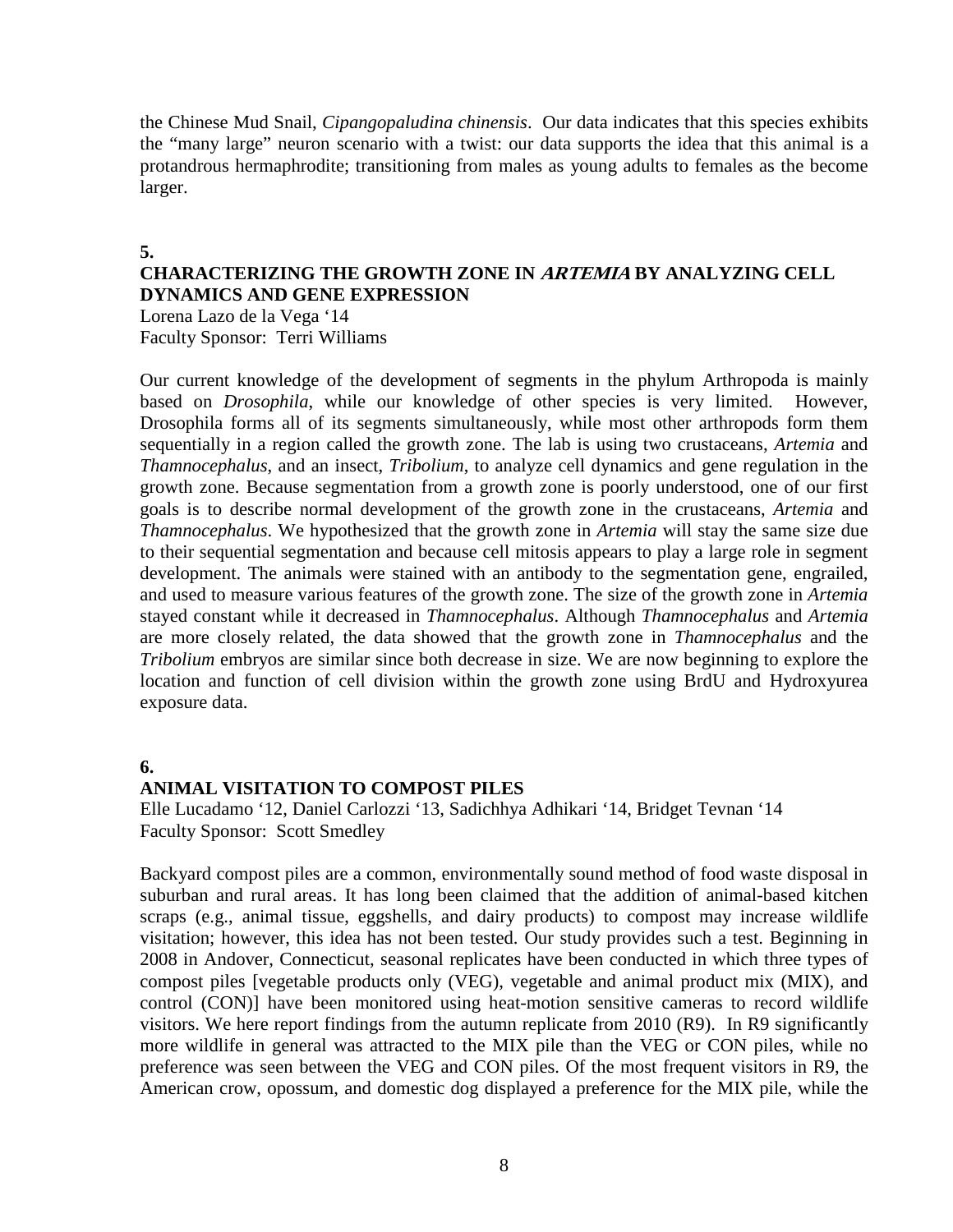the Chinese Mud Snail, *Cipangopaludina chinensis*. Our data indicates that this species exhibits the "many large" neuron scenario with a twist: our data supports the idea that this animal is a protandrous hermaphrodite; transitioning from males as young adults to females as the become larger.

**5.**

### CHARACTERIZING THE GROWTH ZONE IN *ARTEMIA* BY ANALYZING CELL DYNAMICS AND GENE EXPRESSION

Lorena Lazo de la Vega '14
Faculty Sponsor: Terri Williams

Our current knowledge of the development of segments in the phylum Arthropoda is mainly based on *Drosophila*, while our knowledge of other species is very limited. However, Drosophila forms all of its segments simultaneously, while most other arthropods form them sequentially in a region called the growth zone. The lab is using two crustaceans, *Artemia* and *Thamnocephalus*, and an insect, *Tribolium*, to analyze cell dynamics and gene regulation in the growth zone. Because segmentation from a growth zone is poorly understood, one of our first goals is to describe normal development of the growth zone in the crustaceans, *Artemia* and *Thamnocephalus*. We hypothesized that the growth zone in *Artemia* will stay the same size due to their sequential segmentation and because cell mitosis appears to play a large role in segment development. The animals were stained with an antibody to the segmentation gene, engrailed, and used to measure various features of the growth zone. The size of the growth zone in *Artemia* stayed constant while it decreased in *Thamnocephalus*. Although *Thamnocephalus* and *Artemia* are more closely related, the data showed that the growth zone in *Thamnocephalus* and the *Tribolium* embryos are similar since both decrease in size. We are now beginning to explore the location and function of cell division within the growth zone using BrdU and Hydroxyurea exposure data.

**6.**

### ANIMAL VISITATION TO COMPOST PILES

Elle Lucadamo '12, Daniel Carlozzi '13, Sadichhya Adhikari '14, Bridget Tevnan '14
Faculty Sponsor: Scott Smedley

Backyard compost piles are a common, environmentally sound method of food waste disposal in suburban and rural areas. It has long been claimed that the addition of animal-based kitchen scraps (e.g., animal tissue, eggshells, and dairy products) to compost may increase wildlife visitation; however, this idea has not been tested. Our study provides such a test. Beginning in 2008 in Andover, Connecticut, seasonal replicates have been conducted in which three types of compost piles [vegetable products only (VEG), vegetable and animal product mix (MIX), and control (CON)] have been monitored using heat-motion sensitive cameras to record wildlife visitors. We here report findings from the autumn replicate from 2010 (R9). In R9 significantly more wildlife in general was attracted to the MIX pile than the VEG or CON piles, while no preference was seen between the VEG and CON piles. Of the most frequent visitors in R9, the American crow, opossum, and domestic dog displayed a preference for the MIX pile, while the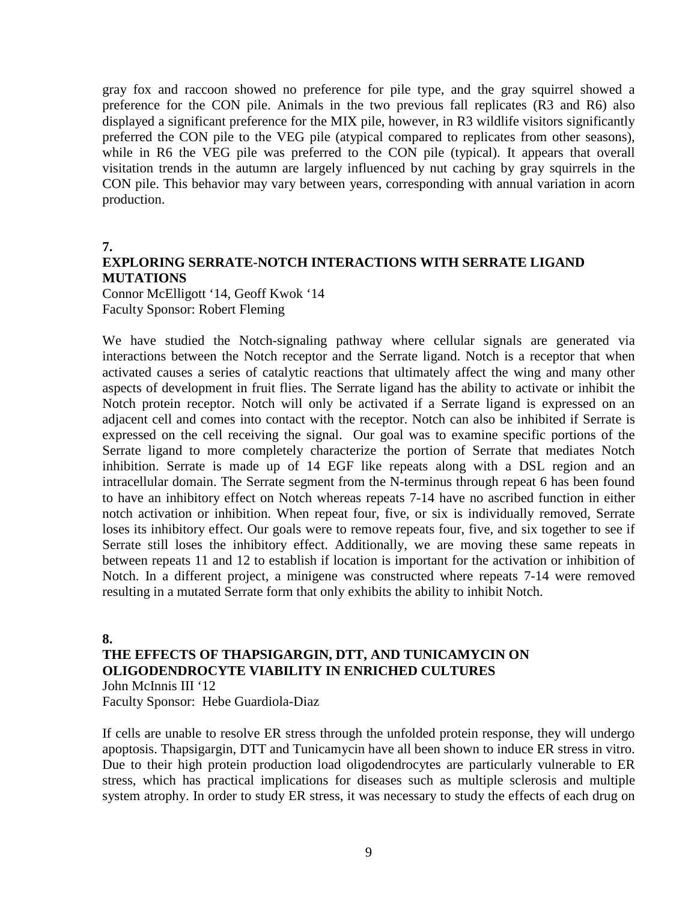gray fox and raccoon showed no preference for pile type, and the gray squirrel showed a preference for the CON pile. Animals in the two previous fall replicates (R3 and R6) also displayed a significant preference for the MIX pile, however, in R3 wildlife visitors significantly preferred the CON pile to the VEG pile (atypical compared to replicates from other seasons), while in R6 the VEG pile was preferred to the CON pile (typical). It appears that overall visitation trends in the autumn are largely influenced by nut caching by gray squirrels in the CON pile. This behavior may vary between years, corresponding with annual variation in acorn production.

**7.**

**EXPLORING SERRATE-NOTCH INTERACTIONS WITH SERRATE LIGAND MUTATIONS**

Connor McElligott '14, Geoff Kwok '14
Faculty Sponsor: Robert Fleming

We have studied the Notch-signaling pathway where cellular signals are generated via interactions between the Notch receptor and the Serrate ligand. Notch is a receptor that when activated causes a series of catalytic reactions that ultimately affect the wing and many other aspects of development in fruit flies. The Serrate ligand has the ability to activate or inhibit the Notch protein receptor. Notch will only be activated if a Serrate ligand is expressed on an adjacent cell and comes into contact with the receptor. Notch can also be inhibited if Serrate is expressed on the cell receiving the signal. Our goal was to examine specific portions of the Serrate ligand to more completely characterize the portion of Serrate that mediates Notch inhibition. Serrate is made up of 14 EGF like repeats along with a DSL region and an intracellular domain. The Serrate segment from the N-terminus through repeat 6 has been found to have an inhibitory effect on Notch whereas repeats 7-14 have no ascribed function in either notch activation or inhibition. When repeat four, five, or six is individually removed, Serrate loses its inhibitory effect. Our goals were to remove repeats four, five, and six together to see if Serrate still loses the inhibitory effect. Additionally, we are moving these same repeats in between repeats 11 and 12 to establish if location is important for the activation or inhibition of Notch. In a different project, a minigene was constructed where repeats 7-14 were removed resulting in a mutated Serrate form that only exhibits the ability to inhibit Notch.

**8.**

**THE EFFECTS OF THAPSIGARGIN, DTT, AND TUNICAMYCIN ON OLIGODENDROCYTE VIABILITY IN ENRICHED CULTURES**

John McInnis III '12
Faculty Sponsor: Hebe Guardiola-Diaz

If cells are unable to resolve ER stress through the unfolded protein response, they will undergo apoptosis. Thapsigargin, DTT and Tunicamycin have all been shown to induce ER stress in vitro. Due to their high protein production load oligodendrocytes are particularly vulnerable to ER stress, which has practical implications for diseases such as multiple sclerosis and multiple system atrophy. In order to study ER stress, it was necessary to study the effects of each drug on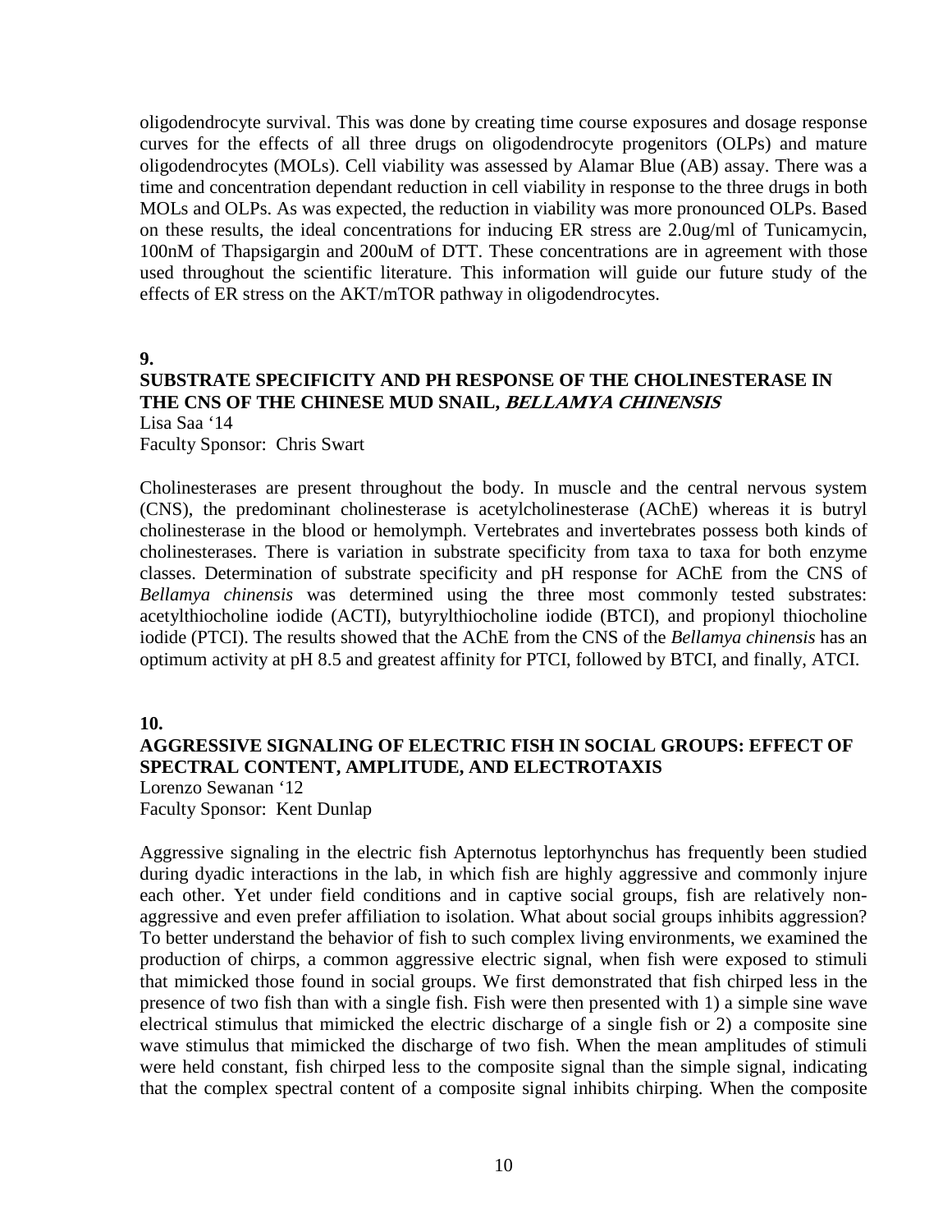oligodendrocyte survival. This was done by creating time course exposures and dosage response curves for the effects of all three drugs on oligodendrocyte progenitors (OLPs) and mature oligodendrocytes (MOLs). Cell viability was assessed by Alamar Blue (AB) assay. There was a time and concentration dependant reduction in cell viability in response to the three drugs in both MOLs and OLPs. As was expected, the reduction in viability was more pronounced OLPs. Based on these results, the ideal concentrations for inducing ER stress are 2.0ug/ml of Tunicamycin, 100nM of Thapsigargin and 200uM of DTT. These concentrations are in agreement with those used throughout the scientific literature. This information will guide our future study of the effects of ER stress on the AKT/mTOR pathway in oligodendrocytes.

**9.**

### SUBSTRATE SPECIFICITY AND PH RESPONSE OF THE CHOLINESTERASE IN THE CNS OF THE CHINESE MUD SNAIL, *BELLAMYA CHINENSIS*

Lisa Saa '14
Faculty Sponsor: Chris Swart

Cholinesterases are present throughout the body. In muscle and the central nervous system (CNS), the predominant cholinesterase is acetylcholinesterase (AChE) whereas it is butryl cholinesterase in the blood or hemolymph. Vertebrates and invertebrates possess both kinds of cholinesterases. There is variation in substrate specificity from taxa to taxa for both enzyme classes. Determination of substrate specificity and pH response for AChE from the CNS of *Bellamya chinensis* was determined using the three most commonly tested substrates: acetylthiocholine iodide (ACTI), butyrylthiocholine iodide (BTCI), and propionyl thiocholine iodide (PTCI). The results showed that the AChE from the CNS of the *Bellamya chinensis* has an optimum activity at pH 8.5 and greatest affinity for PTCI, followed by BTCI, and finally, ATCI.

**10.**

### AGGRESSIVE SIGNALING OF ELECTRIC FISH IN SOCIAL GROUPS: EFFECT OF SPECTRAL CONTENT, AMPLITUDE, AND ELECTROTAXIS

Lorenzo Sewanan '12
Faculty Sponsor: Kent Dunlap

Aggressive signaling in the electric fish Apternotus leptorhynchus has frequently been studied during dyadic interactions in the lab, in which fish are highly aggressive and commonly injure each other. Yet under field conditions and in captive social groups, fish are relatively non-aggressive and even prefer affiliation to isolation. What about social groups inhibits aggression? To better understand the behavior of fish to such complex living environments, we examined the production of chirps, a common aggressive electric signal, when fish were exposed to stimuli that mimicked those found in social groups. We first demonstrated that fish chirped less in the presence of two fish than with a single fish. Fish were then presented with 1) a simple sine wave electrical stimulus that mimicked the electric discharge of a single fish or 2) a composite sine wave stimulus that mimicked the discharge of two fish. When the mean amplitudes of stimuli were held constant, fish chirped less to the composite signal than the simple signal, indicating that the complex spectral content of a composite signal inhibits chirping. When the composite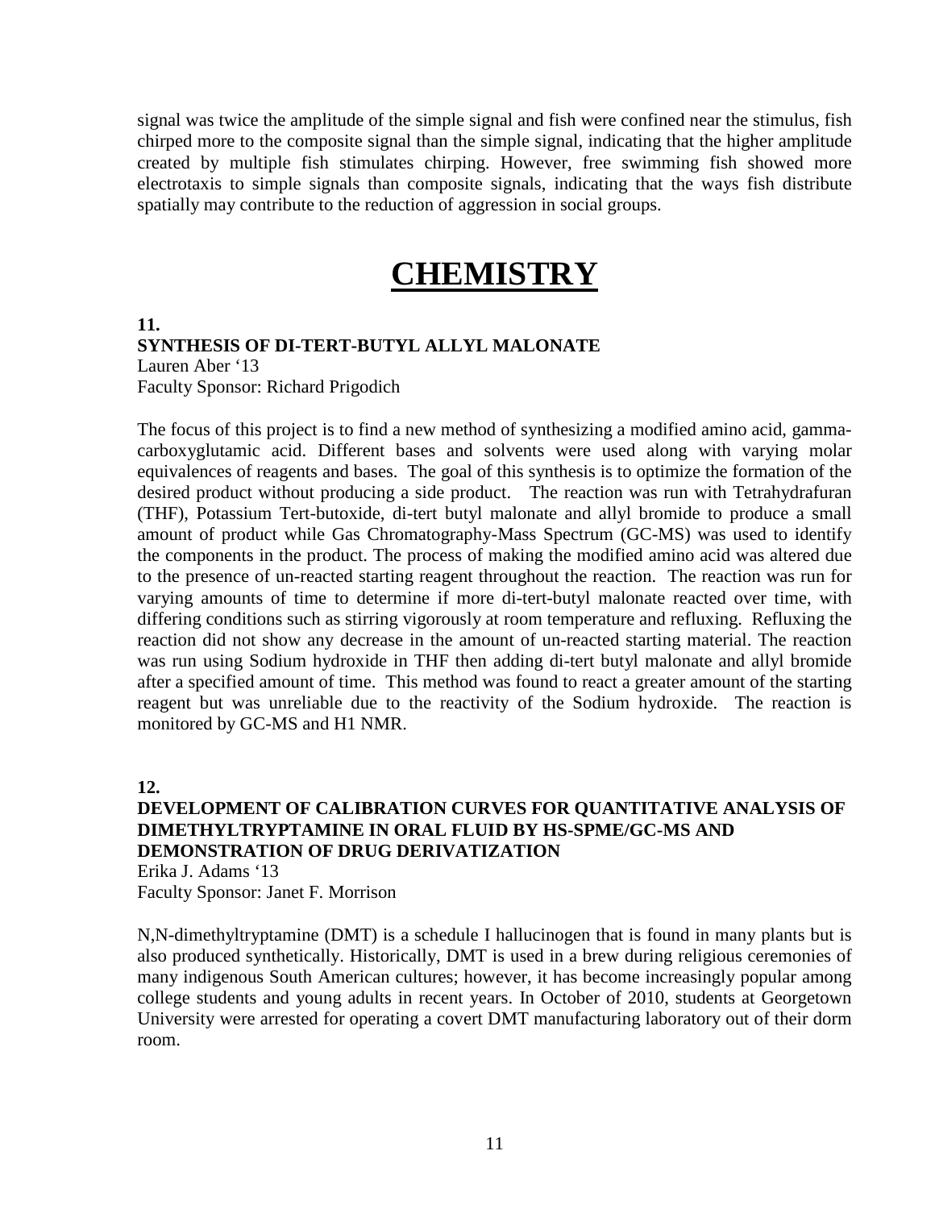signal was twice the amplitude of the simple signal and fish were confined near the stimulus, fish chirped more to the composite signal than the simple signal, indicating that the higher amplitude created by multiple fish stimulates chirping. However, free swimming fish showed more electrotaxis to simple signals than composite signals, indicating that the ways fish distribute spatially may contribute to the reduction of aggression in social groups.

# CHEMISTRY

**11.**

**SYNTHESIS OF DI-TERT-BUTYL ALLYL MALONATE**

Lauren Aber '13
Faculty Sponsor: Richard Prigodich

The focus of this project is to find a new method of synthesizing a modified amino acid, gamma-carboxyglutamic acid. Different bases and solvents were used along with varying molar equivalences of reagents and bases. The goal of this synthesis is to optimize the formation of the desired product without producing a side product. The reaction was run with Tetrahydrafuran (THF), Potassium Tert-butoxide, di-tert butyl malonate and allyl bromide to produce a small amount of product while Gas Chromatography-Mass Spectrum (GC-MS) was used to identify the components in the product. The process of making the modified amino acid was altered due to the presence of un-reacted starting reagent throughout the reaction. The reaction was run for varying amounts of time to determine if more di-tert-butyl malonate reacted over time, with differing conditions such as stirring vigorously at room temperature and refluxing. Refluxing the reaction did not show any decrease in the amount of un-reacted starting material. The reaction was run using Sodium hydroxide in THF then adding di-tert butyl malonate and allyl bromide after a specified amount of time. This method was found to react a greater amount of the starting reagent but was unreliable due to the reactivity of the Sodium hydroxide. The reaction is monitored by GC-MS and H1 NMR.

**12.**

**DEVELOPMENT OF CALIBRATION CURVES FOR QUANTITATIVE ANALYSIS OF DIMETHYLTRYPTAMINE IN ORAL FLUID BY HS-SPME/GC-MS AND DEMONSTRATION OF DRUG DERIVATIZATION**

Erika J. Adams '13
Faculty Sponsor: Janet F. Morrison

N,N-dimethyltryptamine (DMT) is a schedule I hallucinogen that is found in many plants but is also produced synthetically. Historically, DMT is used in a brew during religious ceremonies of many indigenous South American cultures; however, it has become increasingly popular among college students and young adults in recent years. In October of 2010, students at Georgetown University were arrested for operating a covert DMT manufacturing laboratory out of their dorm room.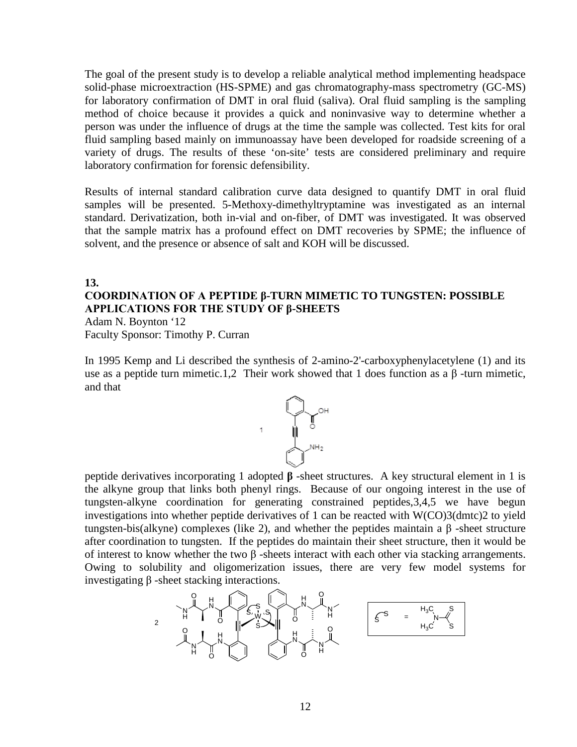The goal of the present study is to develop a reliable analytical method implementing headspace solid-phase microextraction (HS-SPME) and gas chromatography-mass spectrometry (GC-MS) for laboratory confirmation of DMT in oral fluid (saliva). Oral fluid sampling is the sampling method of choice because it provides a quick and noninvasive way to determine whether a person was under the influence of drugs at the time the sample was collected. Test kits for oral fluid sampling based mainly on immunoassay have been developed for roadside screening of a variety of drugs. The results of these 'on-site' tests are considered preliminary and require laboratory confirmation for forensic defensibility.

Results of internal standard calibration curve data designed to quantify DMT in oral fluid samples will be presented. 5-Methoxy-dimethyltryptamine was investigated as an internal standard. Derivatization, both in-vial and on-fiber, of DMT was investigated. It was observed that the sample matrix has a profound effect on DMT recoveries by SPME; the influence of solvent, and the presence or absence of salt and KOH will be discussed.

**13.**

**COORDINATION OF A PEPTIDE β-TURN MIMETIC TO TUNGSTEN: POSSIBLE APPLICATIONS FOR THE STUDY OF β-SHEETS**

Adam N. Boynton '12
Faculty Sponsor: Timothy P. Curran

In 1995 Kemp and Li described the synthesis of 2-amino-2'-carboxyphenylacetylene (1) and its use as a peptide turn mimetic.1,2 Their work showed that 1 does function as a β -turn mimetic, and that peptide derivatives incorporating 1 adopted **β** -sheet structures. A key structural element in 1 is the alkyne group that links both phenyl rings. Because of our ongoing interest in the use of tungsten-alkyne coordination for generating constrained peptides,3,4,5 we have begun investigations into whether peptide derivatives of 1 can be reacted with $W(CO)_3(dmtc)_2$ to yield tungsten-bis(alkyne) complexes (like 2), and whether the peptides maintain a β -sheet structure after coordination to tungsten. If the peptides do maintain their sheet structure, then it would be of interest to know whether the two β -sheets interact with each other via stacking arrangements. Owing to solubility and oligomerization issues, there are very few model systems for investigating β -sheet stacking interactions.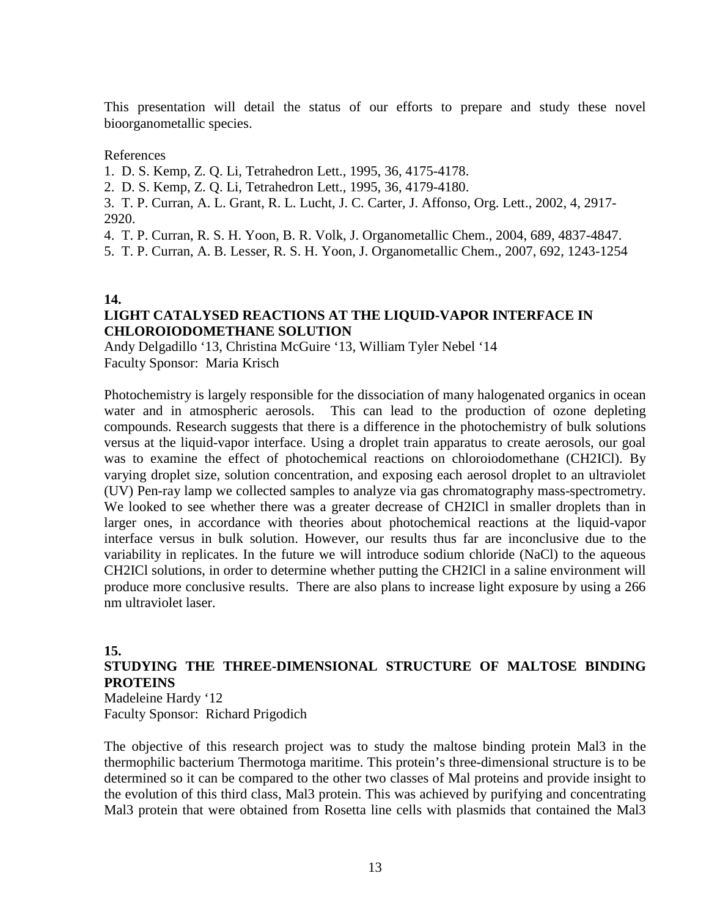This presentation will detail the status of our efforts to prepare and study these novel bioorganometallic species.

References

1. D. S. Kemp, Z. Q. Li, Tetrahedron Lett., 1995, 36, 4175-4178.
2. D. S. Kemp, Z. Q. Li, Tetrahedron Lett., 1995, 36, 4179-4180.
3. T. P. Curran, A. L. Grant, R. L. Lucht, J. C. Carter, J. Affonso, Org. Lett., 2002, 4, 2917-2920.
4. T. P. Curran, R. S. H. Yoon, B. R. Volk, J. Organometallic Chem., 2004, 689, 4837-4847.
5. T. P. Curran, A. B. Lesser, R. S. H. Yoon, J. Organometallic Chem., 2007, 692, 1243-1254

**14.**

**LIGHT CATALYSED REACTIONS AT THE LIQUID-VAPOR INTERFACE IN CHLOROIODOMETHANE SOLUTION**

Andy Delgadillo '13, Christina McGuire '13, William Tyler Nebel '14
Faculty Sponsor: Maria Krisch

Photochemistry is largely responsible for the dissociation of many halogenated organics in ocean water and in atmospheric aerosols. This can lead to the production of ozone depleting compounds. Research suggests that there is a difference in the photochemistry of bulk solutions versus at the liquid-vapor interface. Using a droplet train apparatus to create aerosols, our goal was to examine the effect of photochemical reactions on chloroiodomethane (CH2ICl). By varying droplet size, solution concentration, and exposing each aerosol droplet to an ultraviolet (UV) Pen-ray lamp we collected samples to analyze via gas chromatography mass-spectrometry. We looked to see whether there was a greater decrease of CH2ICl in smaller droplets than in larger ones, in accordance with theories about photochemical reactions at the liquid-vapor interface versus in bulk solution. However, our results thus far are inconclusive due to the variability in replicates. In the future we will introduce sodium chloride (NaCl) to the aqueous CH2ICl solutions, in order to determine whether putting the CH2ICl in a saline environment will produce more conclusive results. There are also plans to increase light exposure by using a 266 nm ultraviolet laser.

**15.**

**STUDYING THE THREE-DIMENSIONAL STRUCTURE OF MALTOSE BINDING PROTEINS**

Madeleine Hardy '12
Faculty Sponsor: Richard Prigodich

The objective of this research project was to study the maltose binding protein Mal3 in the thermophilic bacterium Thermotoga maritime. This protein's three-dimensional structure is to be determined so it can be compared to the other two classes of Mal proteins and provide insight to the evolution of this third class, Mal3 protein. This was achieved by purifying and concentrating Mal3 protein that were obtained from Rosetta line cells with plasmids that contained the Mal3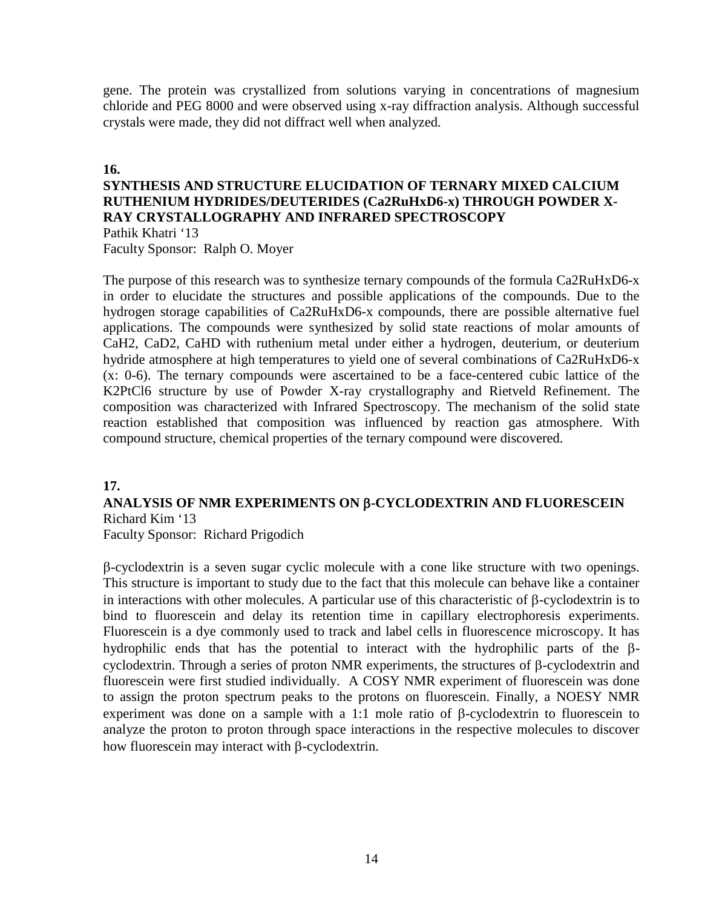gene. The protein was crystallized from solutions varying in concentrations of magnesium chloride and PEG 8000 and were observed using x-ray diffraction analysis. Although successful crystals were made, they did not diffract well when analyzed.

**16.**

**SYNTHESIS AND STRUCTURE ELUCIDATION OF TERNARY MIXED CALCIUM RUTHENIUM HYDRIDES/DEUTERIDES ($Ca_2RuH_xD_{6-x}$) THROUGH POWDER X-RAY CRYSTALLOGRAPHY AND INFRARED SPECTROSCOPY**

Pathik Khatri '13
Faculty Sponsor: Ralph O. Moyer

The purpose of this research was to synthesize ternary compounds of the formula $Ca_2RuH_xD_{6-x}$ in order to elucidate the structures and possible applications of the compounds. Due to the hydrogen storage capabilities of $Ca_2RuH_xD_{6-x}$ compounds, there are possible alternative fuel applications. The compounds were synthesized by solid state reactions of molar amounts of $CaH_2$, $CaD_2$, CaHD with ruthenium metal under either a hydrogen, deuterium, or deuterium hydride atmosphere at high temperatures to yield one of several combinations of $Ca_2RuH_xD_{6-x}$ (x: 0-6). The ternary compounds were ascertained to be a face-centered cubic lattice of the $K_2PtCl_6$ structure by use of Powder X-ray crystallography and Rietveld Refinement. The composition was characterized with Infrared Spectroscopy. The mechanism of the solid state reaction established that composition was influenced by reaction gas atmosphere. With compound structure, chemical properties of the ternary compound were discovered.

**17.**

**ANALYSIS OF NMR EXPERIMENTS ON β-CYCLODEXTRIN AND FLUORESCEIN**

Richard Kim '13
Faculty Sponsor: Richard Prigodich

β-cyclodextrin is a seven sugar cyclic molecule with a cone like structure with two openings. This structure is important to study due to the fact that this molecule can behave like a container in interactions with other molecules. A particular use of this characteristic of β-cyclodextrin is to bind to fluorescein and delay its retention time in capillary electrophoresis experiments. Fluorescein is a dye commonly used to track and label cells in fluorescence microscopy. It has hydrophilic ends that has the potential to interact with the hydrophilic parts of the β-cyclodextrin. Through a series of proton NMR experiments, the structures of β-cyclodextrin and fluorescein were first studied individually. A COSY NMR experiment of fluorescein was done to assign the proton spectrum peaks to the protons on fluorescein. Finally, a NOESY NMR experiment was done on a sample with a 1:1 mole ratio of β-cyclodextrin to fluorescein to analyze the proton to proton through space interactions in the respective molecules to discover how fluorescein may interact with β-cyclodextrin.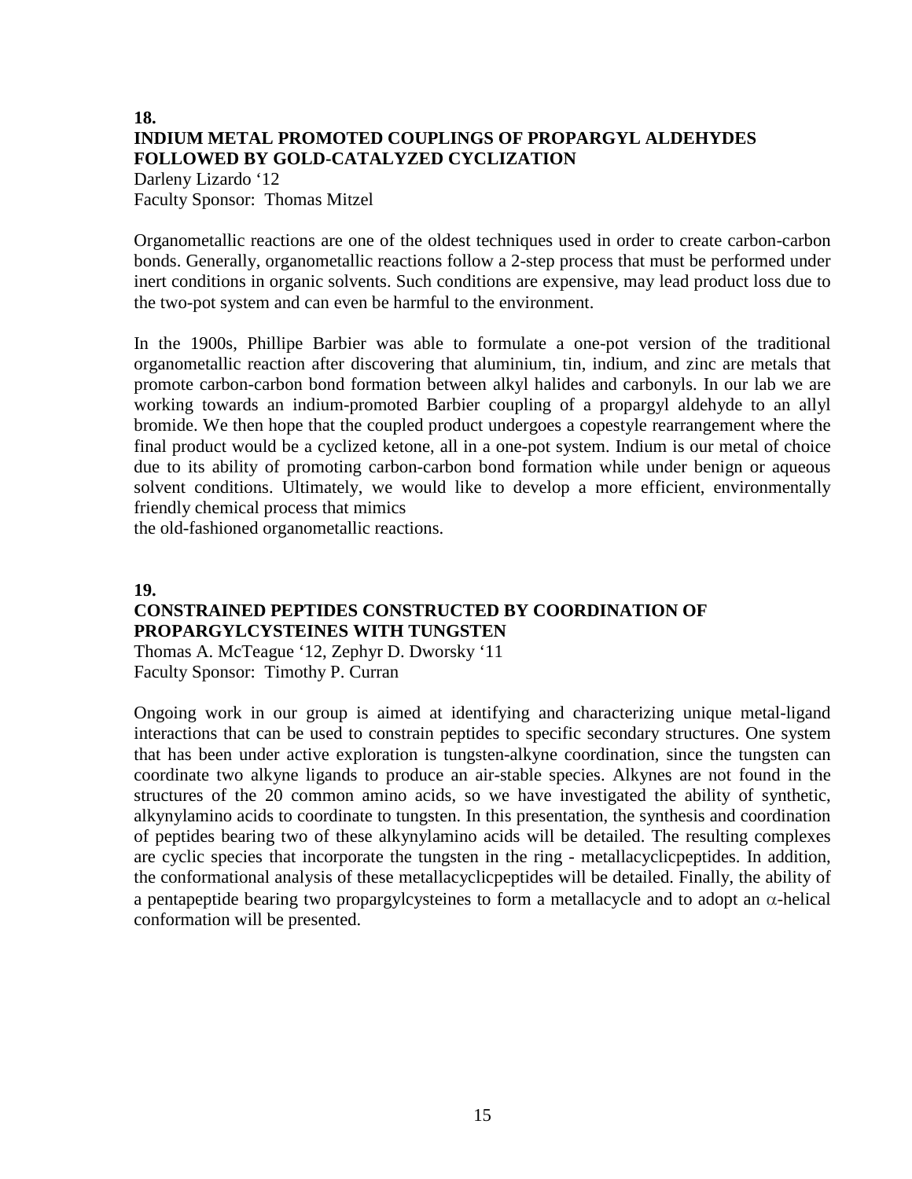**18.**

## INDIUM METAL PROMOTED COUPLINGS OF PROPARGYL ALDEHYDES FOLLOWED BY GOLD-CATALYZED CYCLIZATION

Darleny Lizardo '12
Faculty Sponsor: Thomas Mitzel

Organometallic reactions are one of the oldest techniques used in order to create carbon-carbon bonds. Generally, organometallic reactions follow a 2-step process that must be performed under inert conditions in organic solvents. Such conditions are expensive, may lead product loss due to the two-pot system and can even be harmful to the environment.

In the 1900s, Phillipe Barbier was able to formulate a one-pot version of the traditional organometallic reaction after discovering that aluminium, tin, indium, and zinc are metals that promote carbon-carbon bond formation between alkyl halides and carbonyls. In our lab we are working towards an indium-promoted Barbier coupling of a propargyl aldehyde to an allyl bromide. We then hope that the coupled product undergoes a copestyle rearrangement where the final product would be a cyclized ketone, all in a one-pot system. Indium is our metal of choice due to its ability of promoting carbon-carbon bond formation while under benign or aqueous solvent conditions. Ultimately, we would like to develop a more efficient, environmentally friendly chemical process that mimics
the old-fashioned organometallic reactions.

**19.**

## CONSTRAINED PEPTIDES CONSTRUCTED BY COORDINATION OF PROPARGYLCYSTEINES WITH TUNGSTEN

Thomas A. McTeague '12, Zephyr D. Dworsky '11
Faculty Sponsor: Timothy P. Curran

Ongoing work in our group is aimed at identifying and characterizing unique metal-ligand interactions that can be used to constrain peptides to specific secondary structures. One system that has been under active exploration is tungsten-alkyne coordination, since the tungsten can coordinate two alkyne ligands to produce an air-stable species. Alkynes are not found in the structures of the 20 common amino acids, so we have investigated the ability of synthetic, alkynylamino acids to coordinate to tungsten. In this presentation, the synthesis and coordination of peptides bearing two of these alkynylamino acids will be detailed. The resulting complexes are cyclic species that incorporate the tungsten in the ring - metallacyclicpeptides. In addition, the conformational analysis of these metallacyclicpeptides will be detailed. Finally, the ability of a pentapeptide bearing two propargylcysteines to form a metallacycle and to adopt an $\alpha$-helical conformation will be presented.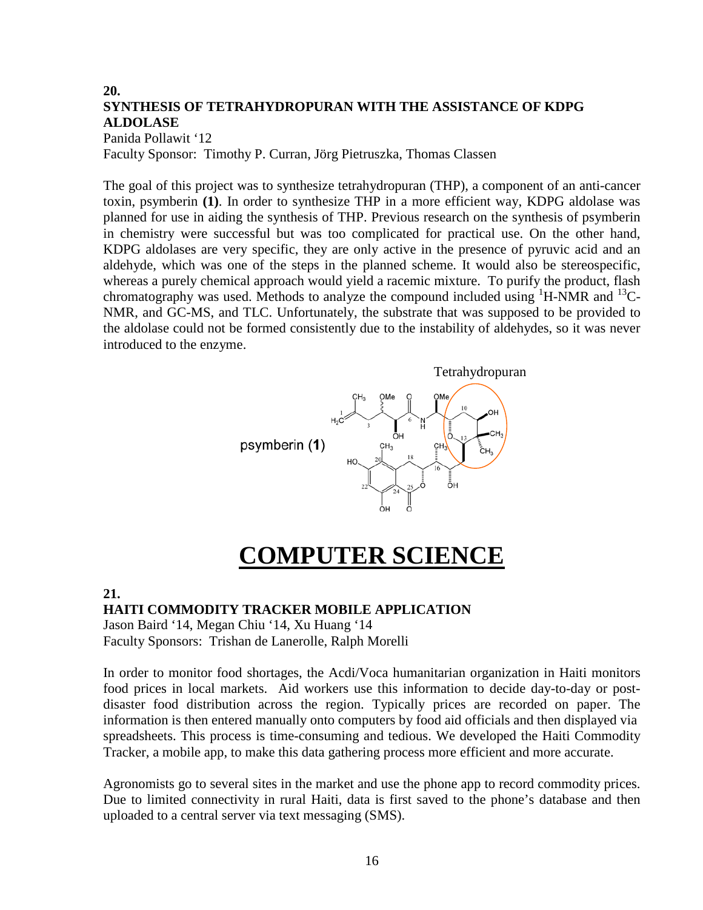**20.**
**SYNTHESIS OF TETRAHYDROPURAN WITH THE ASSISTANCE OF KDPG ALDOLASE**
Panida Pollawit '12
Faculty Sponsor: Timothy P. Curran, Jörg Pietruszka, Thomas Classen

The goal of this project was to synthesize tetrahydropuran (THP), a component of an anti-cancer toxin, psymberin **(1)**. In order to synthesize THP in a more efficient way, KDPG aldolase was planned for use in aiding the synthesis of THP. Previous research on the synthesis of psymberin in chemistry were successful but was too complicated for practical use. On the other hand, KDPG aldolases are very specific, they are only active in the presence of pyruvic acid and an aldehyde, which was one of the steps in the planned scheme. It would also be stereospecific, whereas a purely chemical approach would yield a racemic mixture. To purify the product, flash chromatography was used. Methods to analyze the compound included using $^{1}$H-NMR and $^{13}$C-NMR, and GC-MS, and TLC. Unfortunately, the substrate that was supposed to be provided to the aldolase could not be formed consistently due to the instability of aldehydes, so it was never introduced to the enzyme.

Tetrahydropuran

psymberin (**1**)

# COMPUTER SCIENCE

**21.**
**HAITI COMMODITY TRACKER MOBILE APPLICATION**
Jason Baird '14, Megan Chiu '14, Xu Huang '14
Faculty Sponsors: Trishan de Lanerolle, Ralph Morelli

In order to monitor food shortages, the Acdi/Voca humanitarian organization in Haiti monitors food prices in local markets. Aid workers use this information to decide day-to-day or post-disaster food distribution across the region. Typically prices are recorded on paper. The information is then entered manually onto computers by food aid officials and then displayed via spreadsheets. This process is time-consuming and tedious. We developed the Haiti Commodity Tracker, a mobile app, to make this data gathering process more efficient and more accurate.

Agronomists go to several sites in the market and use the phone app to record commodity prices. Due to limited connectivity in rural Haiti, data is first saved to the phone's database and then uploaded to a central server via text messaging (SMS).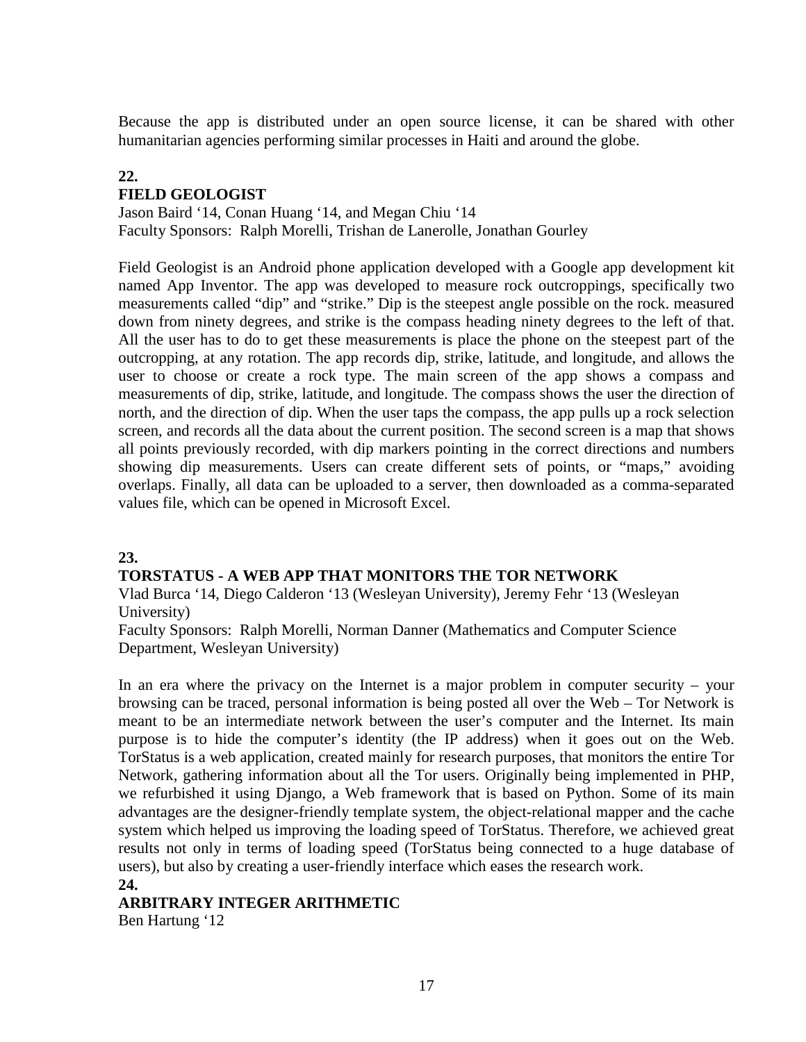Because the app is distributed under an open source license, it can be shared with other humanitarian agencies performing similar processes in Haiti and around the globe.

**22.**

### FIELD GEOLOGIST

Jason Baird '14, Conan Huang '14, and Megan Chiu '14
Faculty Sponsors: Ralph Morelli, Trishan de Lanerolle, Jonathan Gourley

Field Geologist is an Android phone application developed with a Google app development kit named App Inventor. The app was developed to measure rock outcroppings, specifically two measurements called "dip" and "strike." Dip is the steepest angle possible on the rock. measured down from ninety degrees, and strike is the compass heading ninety degrees to the left of that. All the user has to do to get these measurements is place the phone on the steepest part of the outcropping, at any rotation. The app records dip, strike, latitude, and longitude, and allows the user to choose or create a rock type. The main screen of the app shows a compass and measurements of dip, strike, latitude, and longitude. The compass shows the user the direction of north, and the direction of dip. When the user taps the compass, the app pulls up a rock selection screen, and records all the data about the current position. The second screen is a map that shows all points previously recorded, with dip markers pointing in the correct directions and numbers showing dip measurements. Users can create different sets of points, or "maps," avoiding overlaps. Finally, all data can be uploaded to a server, then downloaded as a comma-separated values file, which can be opened in Microsoft Excel.

**23.**

### TORSTATUS - A WEB APP THAT MONITORS THE TOR NETWORK

Vlad Burca '14, Diego Calderon '13 (Wesleyan University), Jeremy Fehr '13 (Wesleyan University)
Faculty Sponsors: Ralph Morelli, Norman Danner (Mathematics and Computer Science Department, Wesleyan University)

In an era where the privacy on the Internet is a major problem in computer security – your browsing can be traced, personal information is being posted all over the Web – Tor Network is meant to be an intermediate network between the user's computer and the Internet. Its main purpose is to hide the computer's identity (the IP address) when it goes out on the Web. TorStatus is a web application, created mainly for research purposes, that monitors the entire Tor Network, gathering information about all the Tor users. Originally being implemented in PHP, we refurbished it using Django, a Web framework that is based on Python. Some of its main advantages are the designer-friendly template system, the object-relational mapper and the cache system which helped us improving the loading speed of TorStatus. Therefore, we achieved great results not only in terms of loading speed (TorStatus being connected to a huge database of users), but also by creating a user-friendly interface which eases the research work.

**24.**

### ARBITRARY INTEGER ARITHMETIC

Ben Hartung '12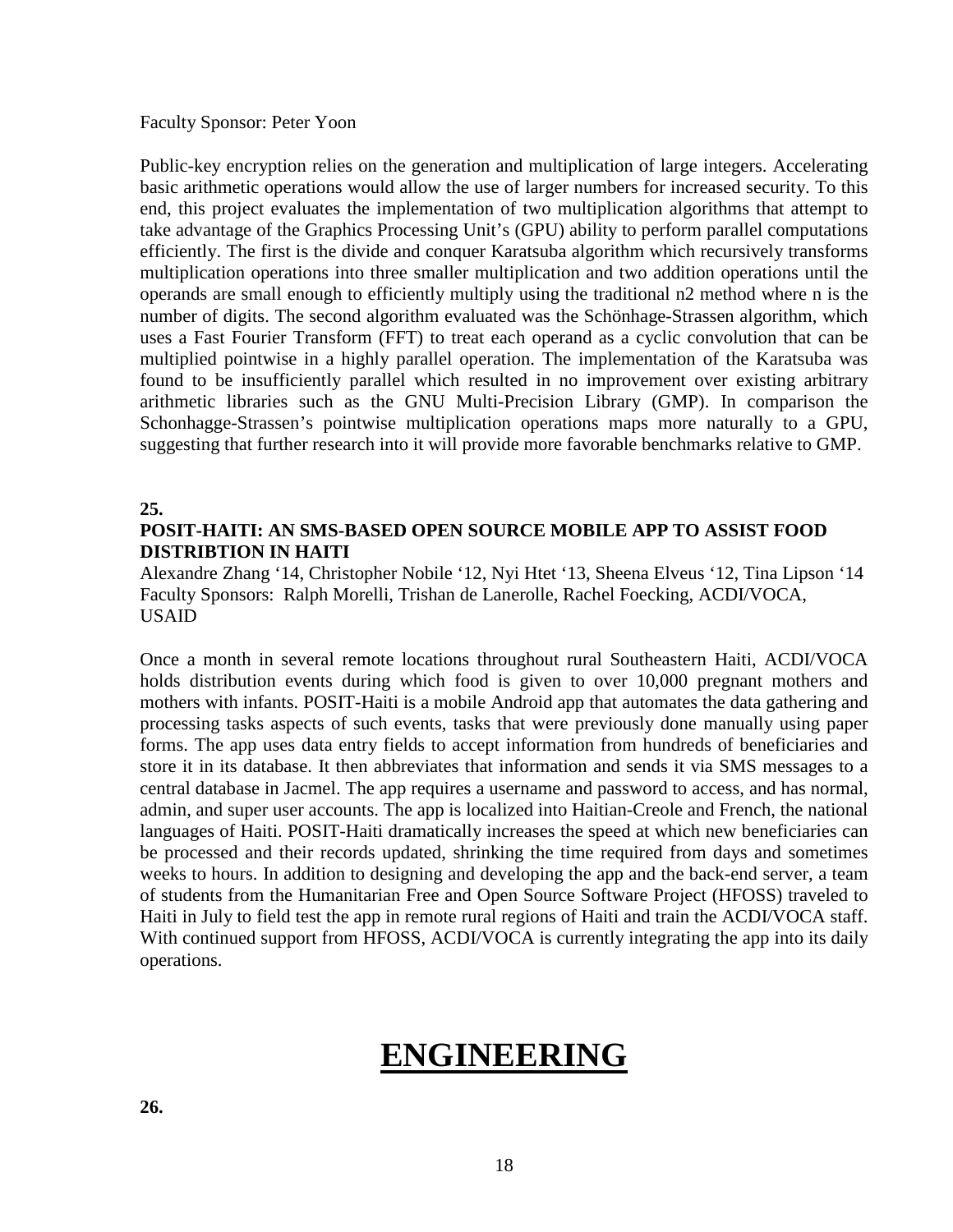Faculty Sponsor: Peter Yoon

Public-key encryption relies on the generation and multiplication of large integers. Accelerating basic arithmetic operations would allow the use of larger numbers for increased security. To this end, this project evaluates the implementation of two multiplication algorithms that attempt to take advantage of the Graphics Processing Unit's (GPU) ability to perform parallel computations efficiently. The first is the divide and conquer Karatsuba algorithm which recursively transforms multiplication operations into three smaller multiplication and two addition operations until the operands are small enough to efficiently multiply using the traditional n2 method where n is the number of digits. The second algorithm evaluated was the Schönhage-Strassen algorithm, which uses a Fast Fourier Transform (FFT) to treat each operand as a cyclic convolution that can be multiplied pointwise in a highly parallel operation. The implementation of the Karatsuba was found to be insufficiently parallel which resulted in no improvement over existing arbitrary arithmetic libraries such as the GNU Multi-Precision Library (GMP). In comparison the Schonhagge-Strassen's pointwise multiplication operations maps more naturally to a GPU, suggesting that further research into it will provide more favorable benchmarks relative to GMP.

**25.**

**POSIT-HAITI: AN SMS-BASED OPEN SOURCE MOBILE APP TO ASSIST FOOD DISTRIBTION IN HAITI**

Alexandre Zhang '14, Christopher Nobile '12, Nyi Htet '13, Sheena Elveus '12, Tina Lipson '14
Faculty Sponsors: Ralph Morelli, Trishan de Lanerolle, Rachel Foecking, ACDI/VOCA, USAID

Once a month in several remote locations throughout rural Southeastern Haiti, ACDI/VOCA holds distribution events during which food is given to over 10,000 pregnant mothers and mothers with infants. POSIT-Haiti is a mobile Android app that automates the data gathering and processing tasks aspects of such events, tasks that were previously done manually using paper forms. The app uses data entry fields to accept information from hundreds of beneficiaries and store it in its database. It then abbreviates that information and sends it via SMS messages to a central database in Jacmel. The app requires a username and password to access, and has normal, admin, and super user accounts. The app is localized into Haitian-Creole and French, the national languages of Haiti. POSIT-Haiti dramatically increases the speed at which new beneficiaries can be processed and their records updated, shrinking the time required from days and sometimes weeks to hours. In addition to designing and developing the app and the back-end server, a team of students from the Humanitarian Free and Open Source Software Project (HFOSS) traveled to Haiti in July to field test the app in remote rural regions of Haiti and train the ACDI/VOCA staff. With continued support from HFOSS, ACDI/VOCA is currently integrating the app into its daily operations.

# ENGINEERING

**26.**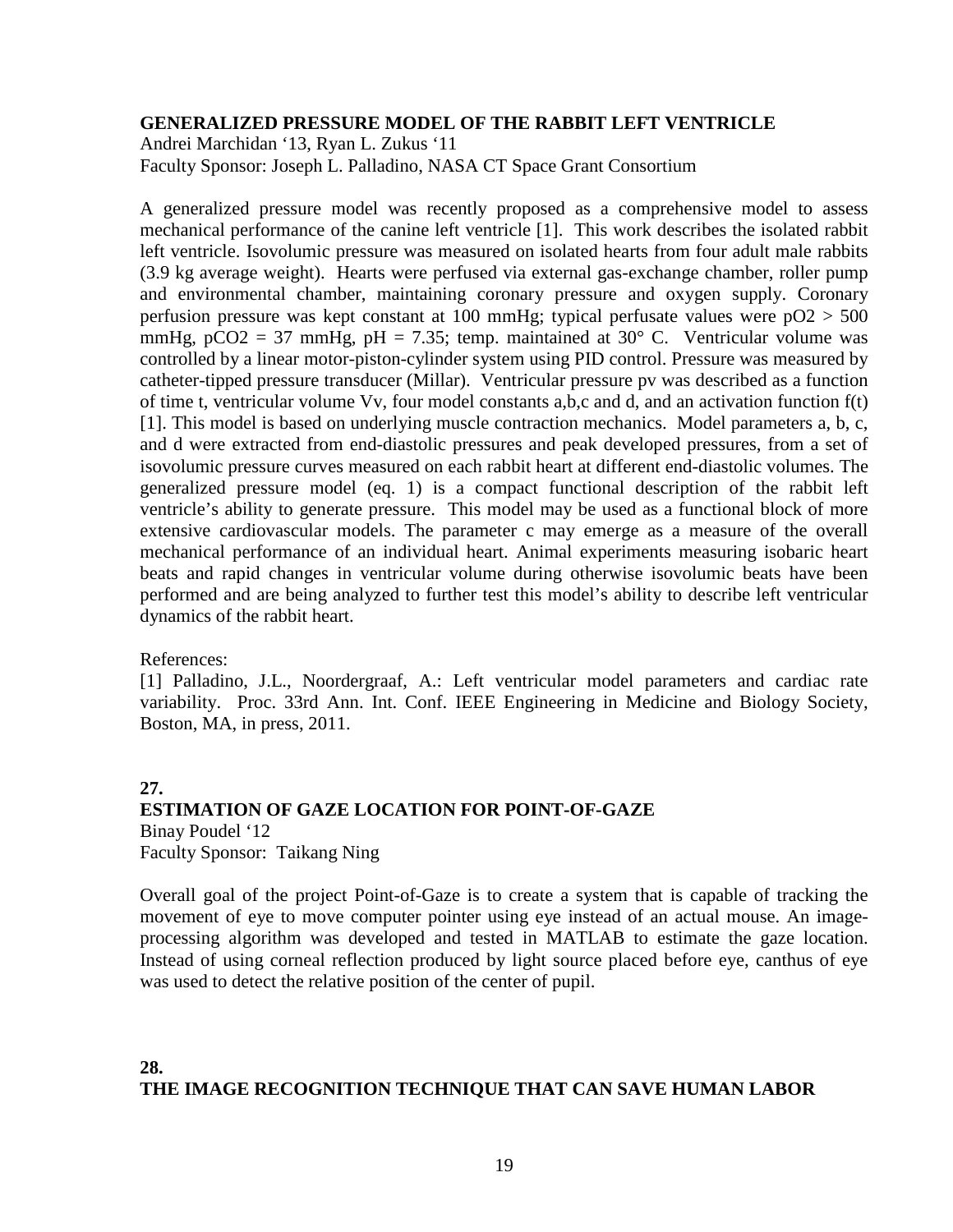### GENERALIZED PRESSURE MODEL OF THE RABBIT LEFT VENTRICLE

Andrei Marchidan '13, Ryan L. Zukus '11
Faculty Sponsor: Joseph L. Palladino, NASA CT Space Grant Consortium

A generalized pressure model was recently proposed as a comprehensive model to assess mechanical performance of the canine left ventricle [1]. This work describes the isolated rabbit left ventricle. Isovolumic pressure was measured on isolated hearts from four adult male rabbits (3.9 kg average weight). Hearts were perfused via external gas-exchange chamber, roller pump and environmental chamber, maintaining coronary pressure and oxygen supply. Coronary perfusion pressure was kept constant at 100 mmHg; typical perfusate values were $pO_2 > 500$ mmHg, $pCO_2 = 37$ mmHg, pH = 7.35; temp. maintained at 30° C. Ventricular volume was controlled by a linear motor-piston-cylinder system using PID control. Pressure was measured by catheter-tipped pressure transducer (Millar). Ventricular pressure pv was described as a function of time t, ventricular volume Vv, four model constants a,b,c and d, and an activation function f(t) [1]. This model is based on underlying muscle contraction mechanics. Model parameters a, b, c, and d were extracted from end-diastolic pressures and peak developed pressures, from a set of isovolumic pressure curves measured on each rabbit heart at different end-diastolic volumes. The generalized pressure model (eq. 1) is a compact functional description of the rabbit left ventricle's ability to generate pressure. This model may be used as a functional block of more extensive cardiovascular models. The parameter c may emerge as a measure of the overall mechanical performance of an individual heart. Animal experiments measuring isobaric heart beats and rapid changes in ventricular volume during otherwise isovolumic beats have been performed and are being analyzed to further test this model's ability to describe left ventricular dynamics of the rabbit heart.

References:

[1] Palladino, J.L., Noordergraaf, A.: Left ventricular model parameters and cardiac rate variability. Proc. 33rd Ann. Int. Conf. IEEE Engineering in Medicine and Biology Society, Boston, MA, in press, 2011.

**27.**

### ESTIMATION OF GAZE LOCATION FOR POINT-OF-GAZE

Binay Poudel '12
Faculty Sponsor: Taikang Ning

Overall goal of the project Point-of-Gaze is to create a system that is capable of tracking the movement of eye to move computer pointer using eye instead of an actual mouse. An image-processing algorithm was developed and tested in MATLAB to estimate the gaze location. Instead of using corneal reflection produced by light source placed before eye, canthus of eye was used to detect the relative position of the center of pupil.

**28.**

### THE IMAGE RECOGNITION TECHNIQUE THAT CAN SAVE HUMAN LABOR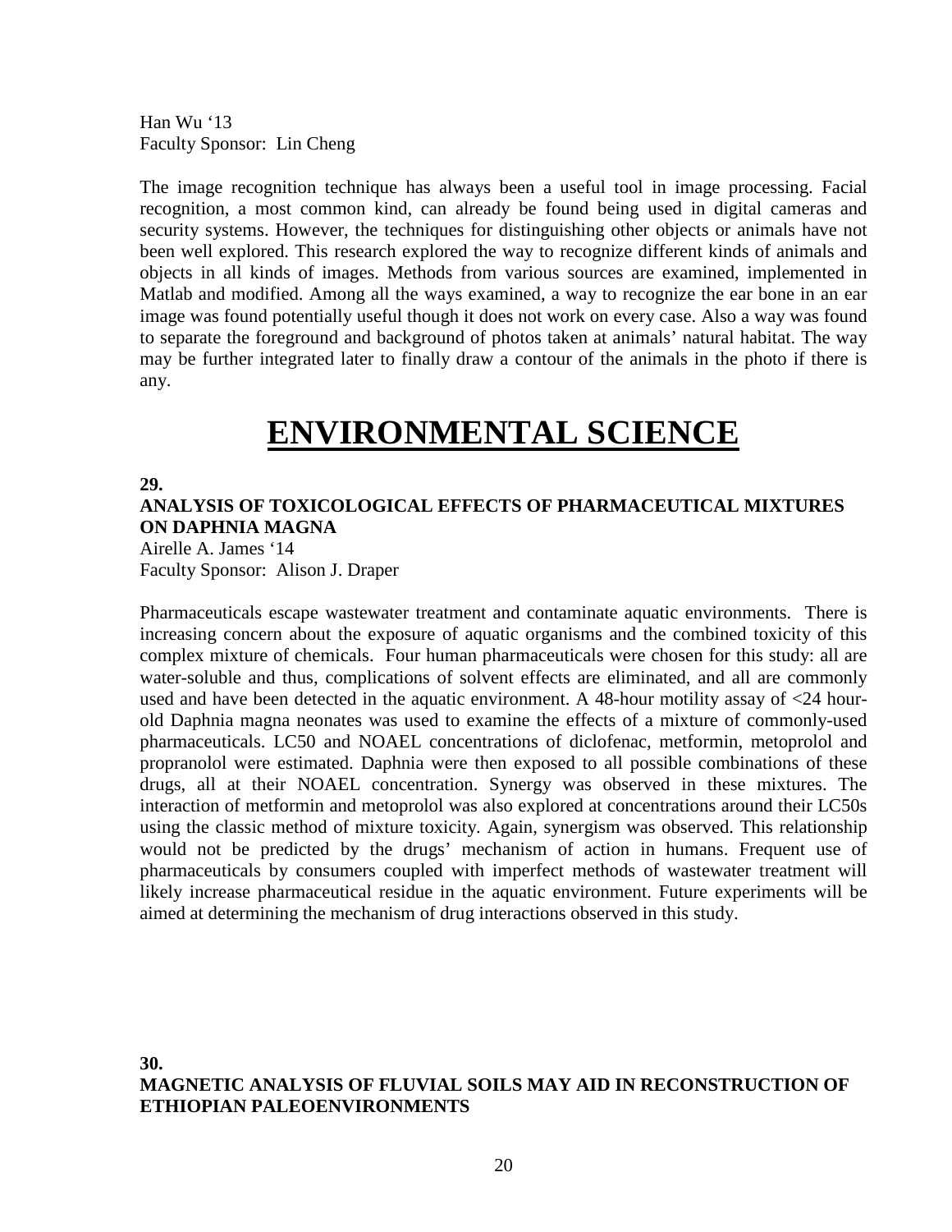Han Wu ‘13
Faculty Sponsor: Lin Cheng

The image recognition technique has always been a useful tool in image processing. Facial recognition, a most common kind, can already be found being used in digital cameras and security systems. However, the techniques for distinguishing other objects or animals have not been well explored. This research explored the way to recognize different kinds of animals and objects in all kinds of images. Methods from various sources are examined, implemented in Matlab and modified. Among all the ways examined, a way to recognize the ear bone in an ear image was found potentially useful though it does not work on every case. Also a way was found to separate the foreground and background of photos taken at animals’ natural habitat. The way may be further integrated later to finally draw a contour of the animals in the photo if there is any.

# ENVIRONMENTAL SCIENCE

**29.**

**ANALYSIS OF TOXICOLOGICAL EFFECTS OF PHARMACEUTICAL MIXTURES ON DAPHNIA MAGNA**

Airelle A. James ‘14
Faculty Sponsor: Alison J. Draper

Pharmaceuticals escape wastewater treatment and contaminate aquatic environments. There is increasing concern about the exposure of aquatic organisms and the combined toxicity of this complex mixture of chemicals. Four human pharmaceuticals were chosen for this study: all are water-soluble and thus, complications of solvent effects are eliminated, and all are commonly used and have been detected in the aquatic environment. A 48-hour motility assay of <24 hour-old Daphnia magna neonates was used to examine the effects of a mixture of commonly-used pharmaceuticals. LC50 and NOAEL concentrations of diclofenac, metformin, metoprolol and propranolol were estimated. Daphnia were then exposed to all possible combinations of these drugs, all at their NOAEL concentration. Synergy was observed in these mixtures. The interaction of metformin and metoprolol was also explored at concentrations around their LC50s using the classic method of mixture toxicity. Again, synergism was observed. This relationship would not be predicted by the drugs’ mechanism of action in humans. Frequent use of pharmaceuticals by consumers coupled with imperfect methods of wastewater treatment will likely increase pharmaceutical residue in the aquatic environment. Future experiments will be aimed at determining the mechanism of drug interactions observed in this study.

**30.**

**MAGNETIC ANALYSIS OF FLUVIAL SOILS MAY AID IN RECONSTRUCTION OF ETHIOPIAN PALEOENVIRONMENTS**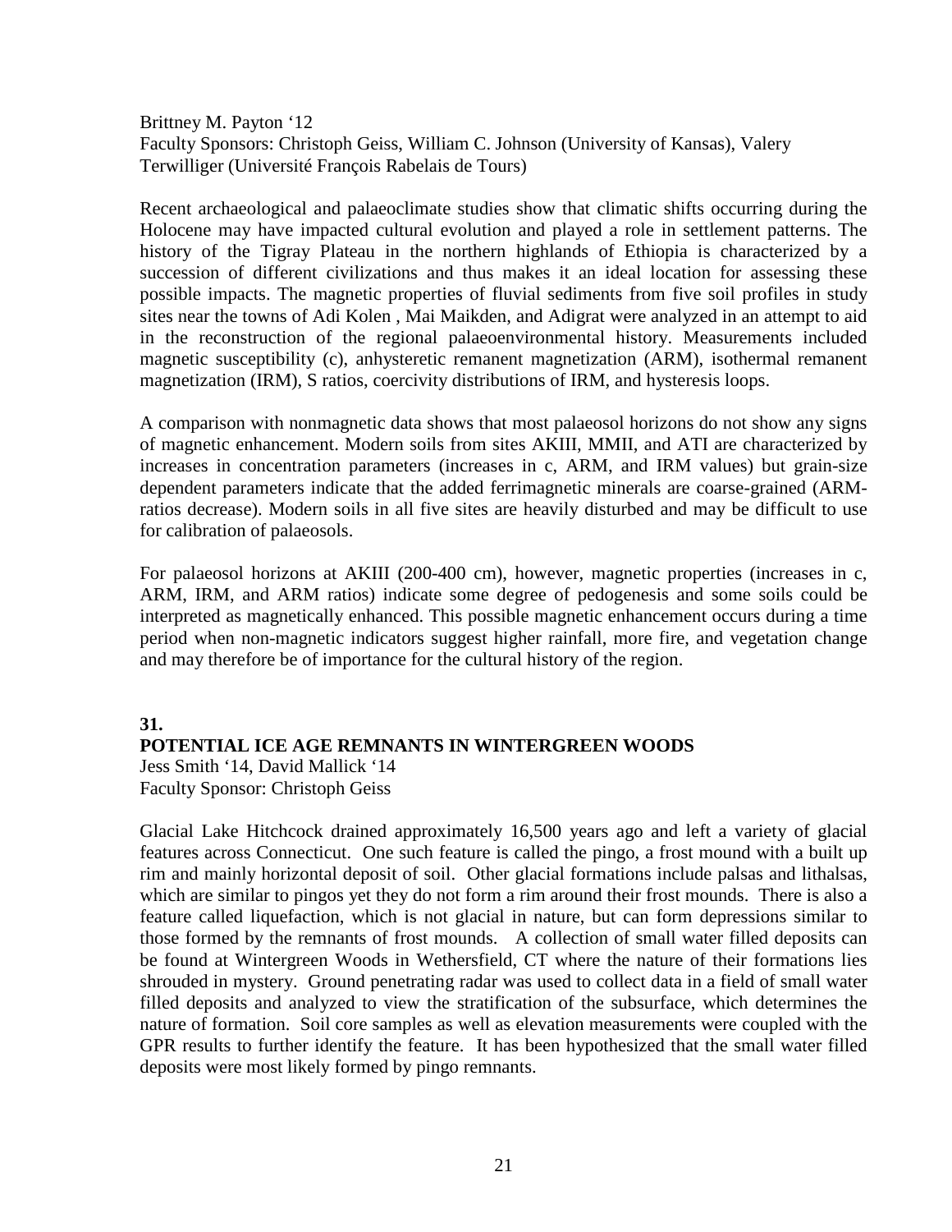Brittney M. Payton '12
Faculty Sponsors: Christoph Geiss, William C. Johnson (University of Kansas), Valery Terwilliger (Université François Rabelais de Tours)

Recent archaeological and palaeoclimate studies show that climatic shifts occurring during the Holocene may have impacted cultural evolution and played a role in settlement patterns. The history of the Tigray Plateau in the northern highlands of Ethiopia is characterized by a succession of different civilizations and thus makes it an ideal location for assessing these possible impacts. The magnetic properties of fluvial sediments from five soil profiles in study sites near the towns of Adi Kolen , Mai Maikden, and Adigrat were analyzed in an attempt to aid in the reconstruction of the regional palaeoenvironmental history. Measurements included magnetic susceptibility (c), anhysteretic remanent magnetization (ARM), isothermal remanent magnetization (IRM), S ratios, coercivity distributions of IRM, and hysteresis loops.

A comparison with nonmagnetic data shows that most palaeosol horizons do not show any signs of magnetic enhancement. Modern soils from sites AKIII, MMII, and ATI are characterized by increases in concentration parameters (increases in c, ARM, and IRM values) but grain-size dependent parameters indicate that the added ferrimagnetic minerals are coarse-grained (ARM-ratios decrease). Modern soils in all five sites are heavily disturbed and may be difficult to use for calibration of palaeosols.

For palaeosol horizons at AKIII (200-400 cm), however, magnetic properties (increases in c, ARM, IRM, and ARM ratios) indicate some degree of pedogenesis and some soils could be interpreted as magnetically enhanced. This possible magnetic enhancement occurs during a time period when non-magnetic indicators suggest higher rainfall, more fire, and vegetation change and may therefore be of importance for the cultural history of the region.

**31.**

## POTENTIAL ICE AGE REMNANTS IN WINTERGREEN WOODS

Jess Smith '14, David Mallick '14
Faculty Sponsor: Christoph Geiss

Glacial Lake Hitchcock drained approximately 16,500 years ago and left a variety of glacial features across Connecticut. One such feature is called the pingo, a frost mound with a built up rim and mainly horizontal deposit of soil. Other glacial formations include palsas and lithalsas, which are similar to pingos yet they do not form a rim around their frost mounds. There is also a feature called liquefaction, which is not glacial in nature, but can form depressions similar to those formed by the remnants of frost mounds. A collection of small water filled deposits can be found at Wintergreen Woods in Wethersfield, CT where the nature of their formations lies shrouded in mystery. Ground penetrating radar was used to collect data in a field of small water filled deposits and analyzed to view the stratification of the subsurface, which determines the nature of formation. Soil core samples as well as elevation measurements were coupled with the GPR results to further identify the feature. It has been hypothesized that the small water filled deposits were most likely formed by pingo remnants.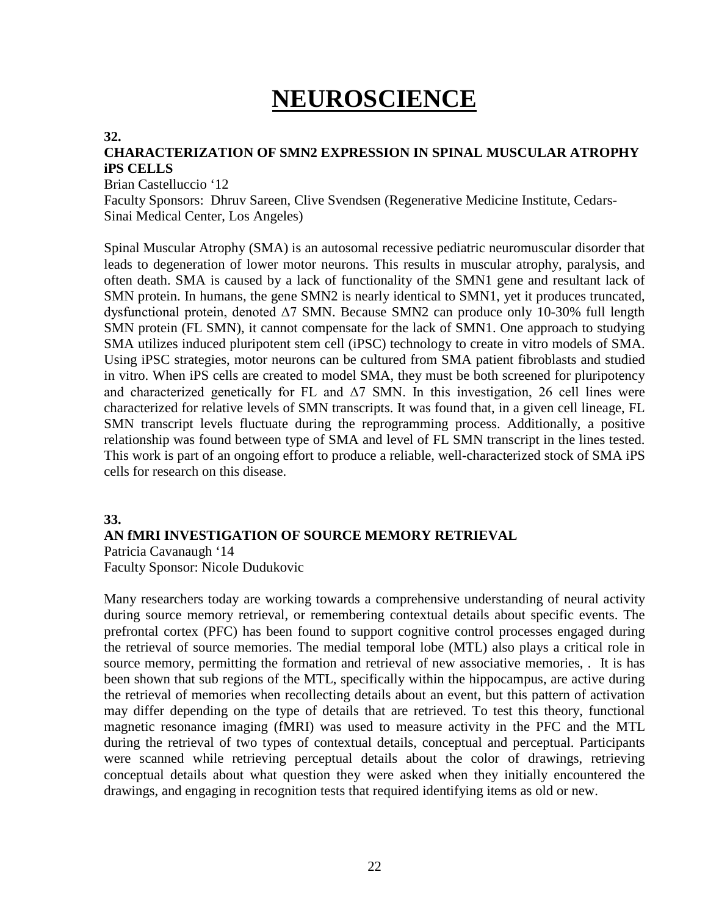# NEUROSCIENCE

**32.**

**CHARACTERIZATION OF SMN2 EXPRESSION IN SPINAL MUSCULAR ATROPHY iPS CELLS**

Brian Castelluccio '12

Faculty Sponsors: Dhruv Sareen, Clive Svendsen (Regenerative Medicine Institute, Cedars-Sinai Medical Center, Los Angeles)

Spinal Muscular Atrophy (SMA) is an autosomal recessive pediatric neuromuscular disorder that leads to degeneration of lower motor neurons. This results in muscular atrophy, paralysis, and often death. SMA is caused by a lack of functionality of the SMN1 gene and resultant lack of SMN protein. In humans, the gene SMN2 is nearly identical to SMN1, yet it produces truncated, dysfunctional protein, denoted Δ7 SMN. Because SMN2 can produce only 10-30% full length SMN protein (FL SMN), it cannot compensate for the lack of SMN1. One approach to studying SMA utilizes induced pluripotent stem cell (iPSC) technology to create in vitro models of SMA. Using iPSC strategies, motor neurons can be cultured from SMA patient fibroblasts and studied in vitro. When iPS cells are created to model SMA, they must be both screened for pluripotency and characterized genetically for FL and Δ7 SMN. In this investigation, 26 cell lines were characterized for relative levels of SMN transcripts. It was found that, in a given cell lineage, FL SMN transcript levels fluctuate during the reprogramming process. Additionally, a positive relationship was found between type of SMA and level of FL SMN transcript in the lines tested. This work is part of an ongoing effort to produce a reliable, well-characterized stock of SMA iPS cells for research on this disease.

**33.**

**AN fMRI INVESTIGATION OF SOURCE MEMORY RETRIEVAL**

Patricia Cavanaugh '14

Faculty Sponsor: Nicole Dudukovic

Many researchers today are working towards a comprehensive understanding of neural activity during source memory retrieval, or remembering contextual details about specific events. The prefrontal cortex (PFC) has been found to support cognitive control processes engaged during the retrieval of source memories. The medial temporal lobe (MTL) also plays a critical role in source memory, permitting the formation and retrieval of new associative memories, . It is has been shown that sub regions of the MTL, specifically within the hippocampus, are active during the retrieval of memories when recollecting details about an event, but this pattern of activation may differ depending on the type of details that are retrieved. To test this theory, functional magnetic resonance imaging (fMRI) was used to measure activity in the PFC and the MTL during the retrieval of two types of contextual details, conceptual and perceptual. Participants were scanned while retrieving perceptual details about the color of drawings, retrieving conceptual details about what question they were asked when they initially encountered the drawings, and engaging in recognition tests that required identifying items as old or new.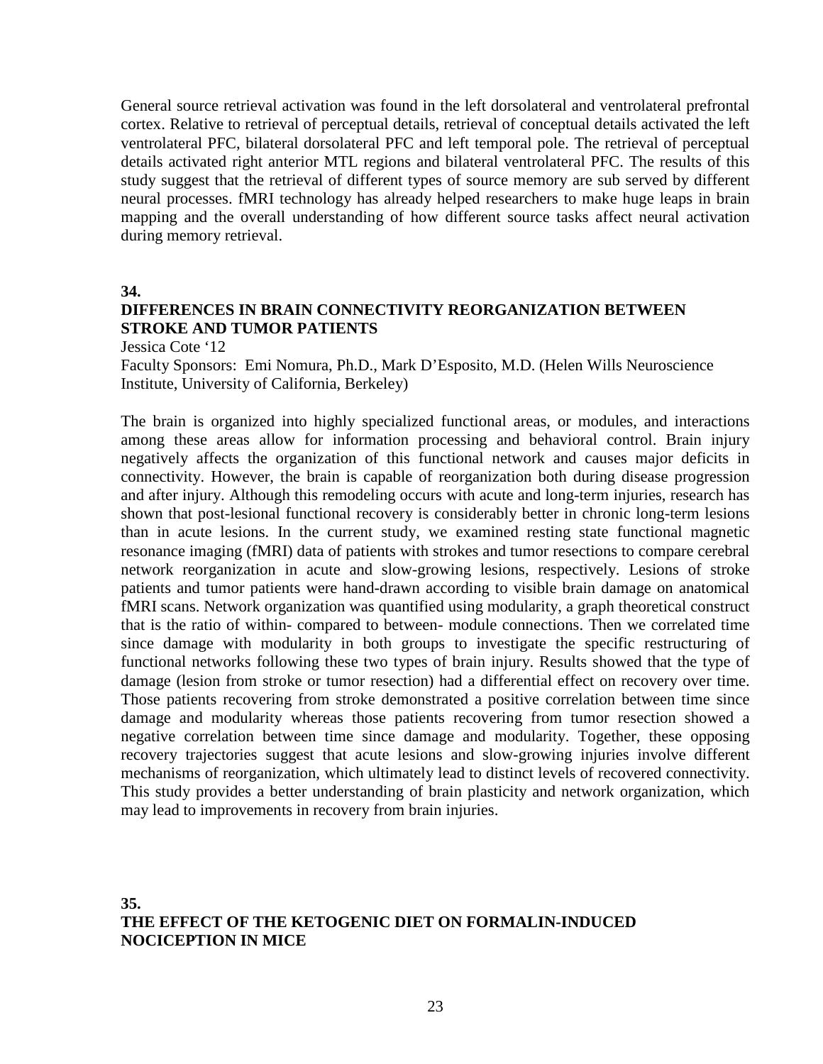General source retrieval activation was found in the left dorsolateral and ventrolateral prefrontal cortex. Relative to retrieval of perceptual details, retrieval of conceptual details activated the left ventrolateral PFC, bilateral dorsolateral PFC and left temporal pole. The retrieval of perceptual details activated right anterior MTL regions and bilateral ventrolateral PFC. The results of this study suggest that the retrieval of different types of source memory are sub served by different neural processes. fMRI technology has already helped researchers to make huge leaps in brain mapping and the overall understanding of how different source tasks affect neural activation during memory retrieval.

**34.**

**DIFFERENCES IN BRAIN CONNECTIVITY REORGANIZATION BETWEEN STROKE AND TUMOR PATIENTS**

Jessica Cote '12

Faculty Sponsors: Emi Nomura, Ph.D., Mark D'Esposito, M.D. (Helen Wills Neuroscience Institute, University of California, Berkeley)

The brain is organized into highly specialized functional areas, or modules, and interactions among these areas allow for information processing and behavioral control. Brain injury negatively affects the organization of this functional network and causes major deficits in connectivity. However, the brain is capable of reorganization both during disease progression and after injury. Although this remodeling occurs with acute and long-term injuries, research has shown that post-lesional functional recovery is considerably better in chronic long-term lesions than in acute lesions. In the current study, we examined resting state functional magnetic resonance imaging (fMRI) data of patients with strokes and tumor resections to compare cerebral network reorganization in acute and slow-growing lesions, respectively. Lesions of stroke patients and tumor patients were hand-drawn according to visible brain damage on anatomical fMRI scans. Network organization was quantified using modularity, a graph theoretical construct that is the ratio of within- compared to between- module connections. Then we correlated time since damage with modularity in both groups to investigate the specific restructuring of functional networks following these two types of brain injury. Results showed that the type of damage (lesion from stroke or tumor resection) had a differential effect on recovery over time. Those patients recovering from stroke demonstrated a positive correlation between time since damage and modularity whereas those patients recovering from tumor resection showed a negative correlation between time since damage and modularity. Together, these opposing recovery trajectories suggest that acute lesions and slow-growing injuries involve different mechanisms of reorganization, which ultimately lead to distinct levels of recovered connectivity. This study provides a better understanding of brain plasticity and network organization, which may lead to improvements in recovery from brain injuries.

**35.**

**THE EFFECT OF THE KETOGENIC DIET ON FORMALIN-INDUCED NOCICEPTION IN MICE**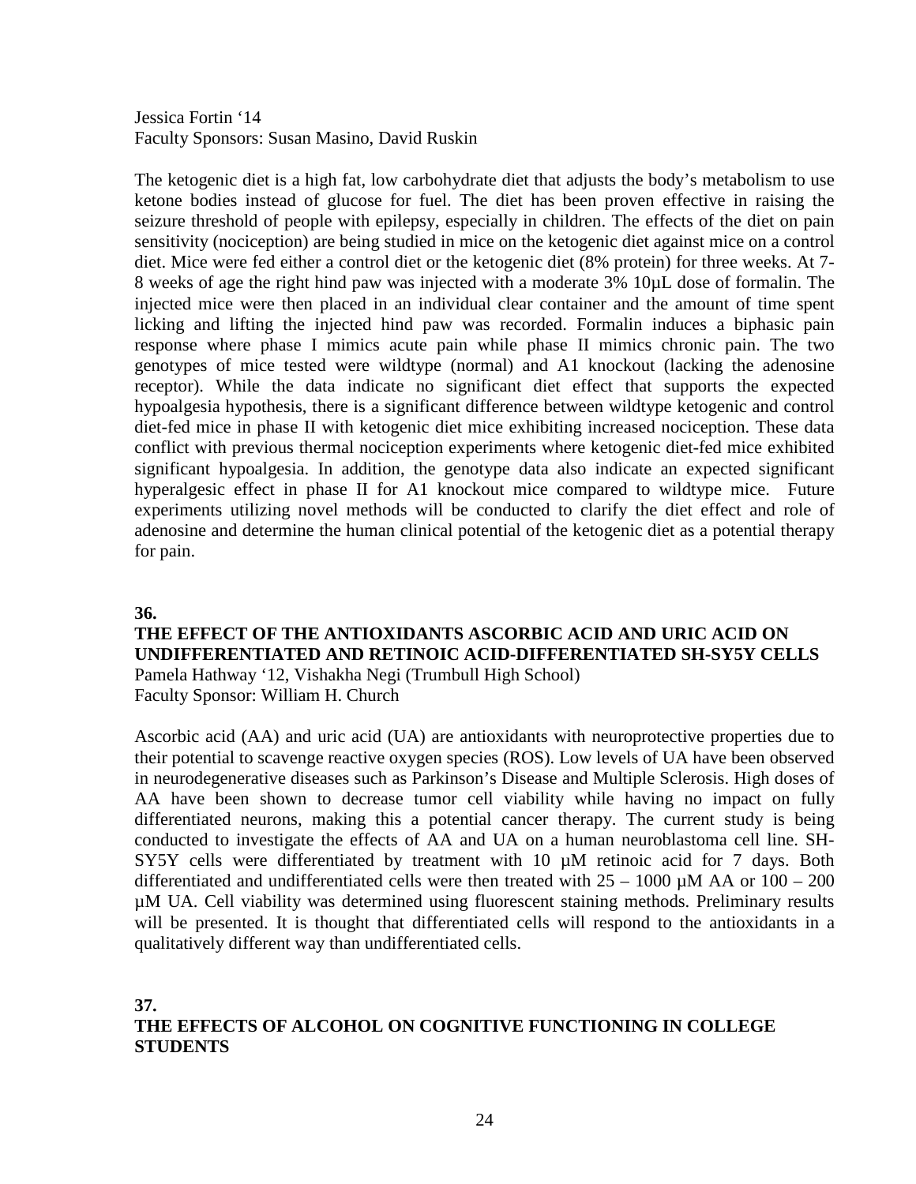Jessica Fortin '14
Faculty Sponsors: Susan Masino, David Ruskin

The ketogenic diet is a high fat, low carbohydrate diet that adjusts the body's metabolism to use ketone bodies instead of glucose for fuel. The diet has been proven effective in raising the seizure threshold of people with epilepsy, especially in children. The effects of the diet on pain sensitivity (nociception) are being studied in mice on the ketogenic diet against mice on a control diet. Mice were fed either a control diet or the ketogenic diet (8% protein) for three weeks. At 7-8 weeks of age the right hind paw was injected with a moderate 3% 10µL dose of formalin. The injected mice were then placed in an individual clear container and the amount of time spent licking and lifting the injected hind paw was recorded. Formalin induces a biphasic pain response where phase I mimics acute pain while phase II mimics chronic pain. The two genotypes of mice tested were wildtype (normal) and A1 knockout (lacking the adenosine receptor). While the data indicate no significant diet effect that supports the expected hypoalgesia hypothesis, there is a significant difference between wildtype ketogenic and control diet-fed mice in phase II with ketogenic diet mice exhibiting increased nociception. These data conflict with previous thermal nociception experiments where ketogenic diet-fed mice exhibited significant hypoalgesia. In addition, the genotype data also indicate an expected significant hyperalgesic effect in phase II for A1 knockout mice compared to wildtype mice. Future experiments utilizing novel methods will be conducted to clarify the diet effect and role of adenosine and determine the human clinical potential of the ketogenic diet as a potential therapy for pain.

**36.**

**THE EFFECT OF THE ANTIOXIDANTS ASCORBIC ACID AND URIC ACID ON UNDIFFERENTIATED AND RETINOIC ACID-DIFFERENTIATED SH-SY5Y CELLS**

Pamela Hathway '12, Vishakha Negi (Trumbull High School)
Faculty Sponsor: William H. Church

Ascorbic acid (AA) and uric acid (UA) are antioxidants with neuroprotective properties due to their potential to scavenge reactive oxygen species (ROS). Low levels of UA have been observed in neurodegenerative diseases such as Parkinson's Disease and Multiple Sclerosis. High doses of AA have been shown to decrease tumor cell viability while having no impact on fully differentiated neurons, making this a potential cancer therapy. The current study is being conducted to investigate the effects of AA and UA on a human neuroblastoma cell line. SH-SY5Y cells were differentiated by treatment with 10 µM retinoic acid for 7 days. Both differentiated and undifferentiated cells were then treated with 25 – 1000 µM AA or 100 – 200 µM UA. Cell viability was determined using fluorescent staining methods. Preliminary results will be presented. It is thought that differentiated cells will respond to the antioxidants in a qualitatively different way than undifferentiated cells.

**37.**

**THE EFFECTS OF ALCOHOL ON COGNITIVE FUNCTIONING IN COLLEGE STUDENTS**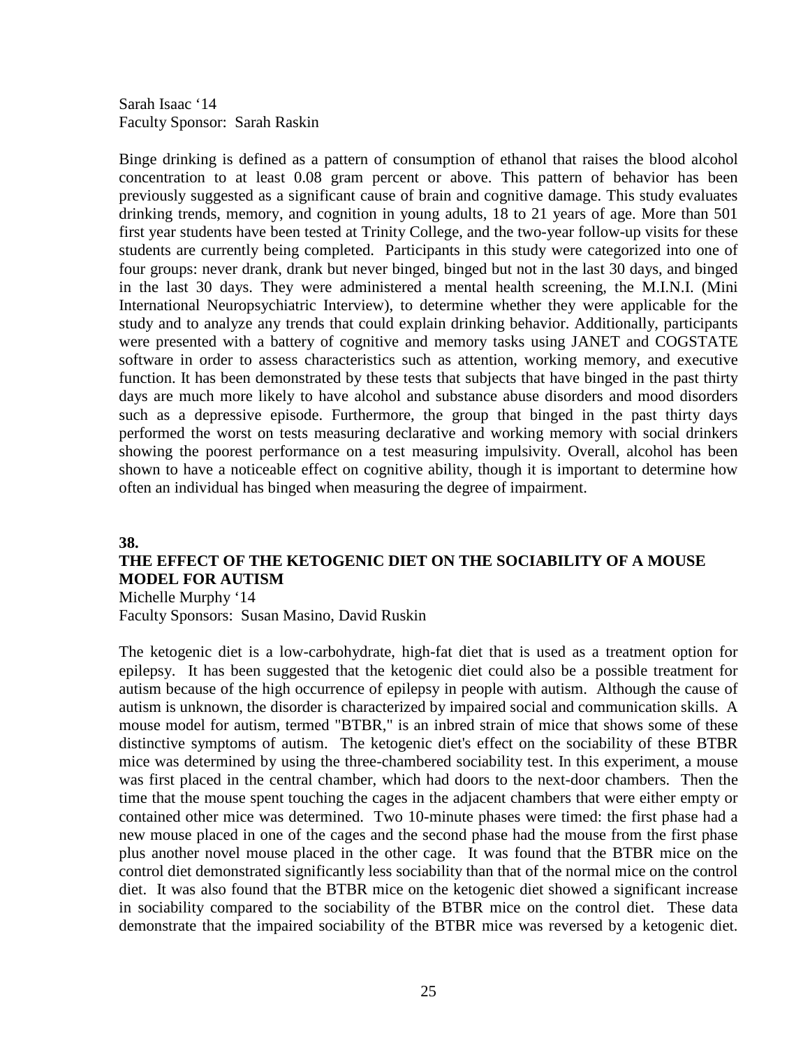Sarah Isaac '14
Faculty Sponsor: Sarah Raskin

Binge drinking is defined as a pattern of consumption of ethanol that raises the blood alcohol concentration to at least 0.08 gram percent or above. This pattern of behavior has been previously suggested as a significant cause of brain and cognitive damage. This study evaluates drinking trends, memory, and cognition in young adults, 18 to 21 years of age. More than 501 first year students have been tested at Trinity College, and the two-year follow-up visits for these students are currently being completed. Participants in this study were categorized into one of four groups: never drank, drank but never binged, binged but not in the last 30 days, and binged in the last 30 days. They were administered a mental health screening, the M.I.N.I. (Mini International Neuropsychiatric Interview), to determine whether they were applicable for the study and to analyze any trends that could explain drinking behavior. Additionally, participants were presented with a battery of cognitive and memory tasks using JANET and COGSTATE software in order to assess characteristics such as attention, working memory, and executive function. It has been demonstrated by these tests that subjects that have binged in the past thirty days are much more likely to have alcohol and substance abuse disorders and mood disorders such as a depressive episode. Furthermore, the group that binged in the past thirty days performed the worst on tests measuring declarative and working memory with social drinkers showing the poorest performance on a test measuring impulsivity. Overall, alcohol has been shown to have a noticeable effect on cognitive ability, though it is important to determine how often an individual has binged when measuring the degree of impairment.

**38.**

**THE EFFECT OF THE KETOGENIC DIET ON THE SOCIABILITY OF A MOUSE MODEL FOR AUTISM**

Michelle Murphy '14
Faculty Sponsors: Susan Masino, David Ruskin

The ketogenic diet is a low-carbohydrate, high-fat diet that is used as a treatment option for epilepsy. It has been suggested that the ketogenic diet could also be a possible treatment for autism because of the high occurrence of epilepsy in people with autism. Although the cause of autism is unknown, the disorder is characterized by impaired social and communication skills. A mouse model for autism, termed "BTBR," is an inbred strain of mice that shows some of these distinctive symptoms of autism. The ketogenic diet's effect on the sociability of these BTBR mice was determined by using the three-chambered sociability test. In this experiment, a mouse was first placed in the central chamber, which had doors to the next-door chambers. Then the time that the mouse spent touching the cages in the adjacent chambers that were either empty or contained other mice was determined. Two 10-minute phases were timed: the first phase had a new mouse placed in one of the cages and the second phase had the mouse from the first phase plus another novel mouse placed in the other cage. It was found that the BTBR mice on the control diet demonstrated significantly less sociability than that of the normal mice on the control diet. It was also found that the BTBR mice on the ketogenic diet showed a significant increase in sociability compared to the sociability of the BTBR mice on the control diet. These data demonstrate that the impaired sociability of the BTBR mice was reversed by a ketogenic diet.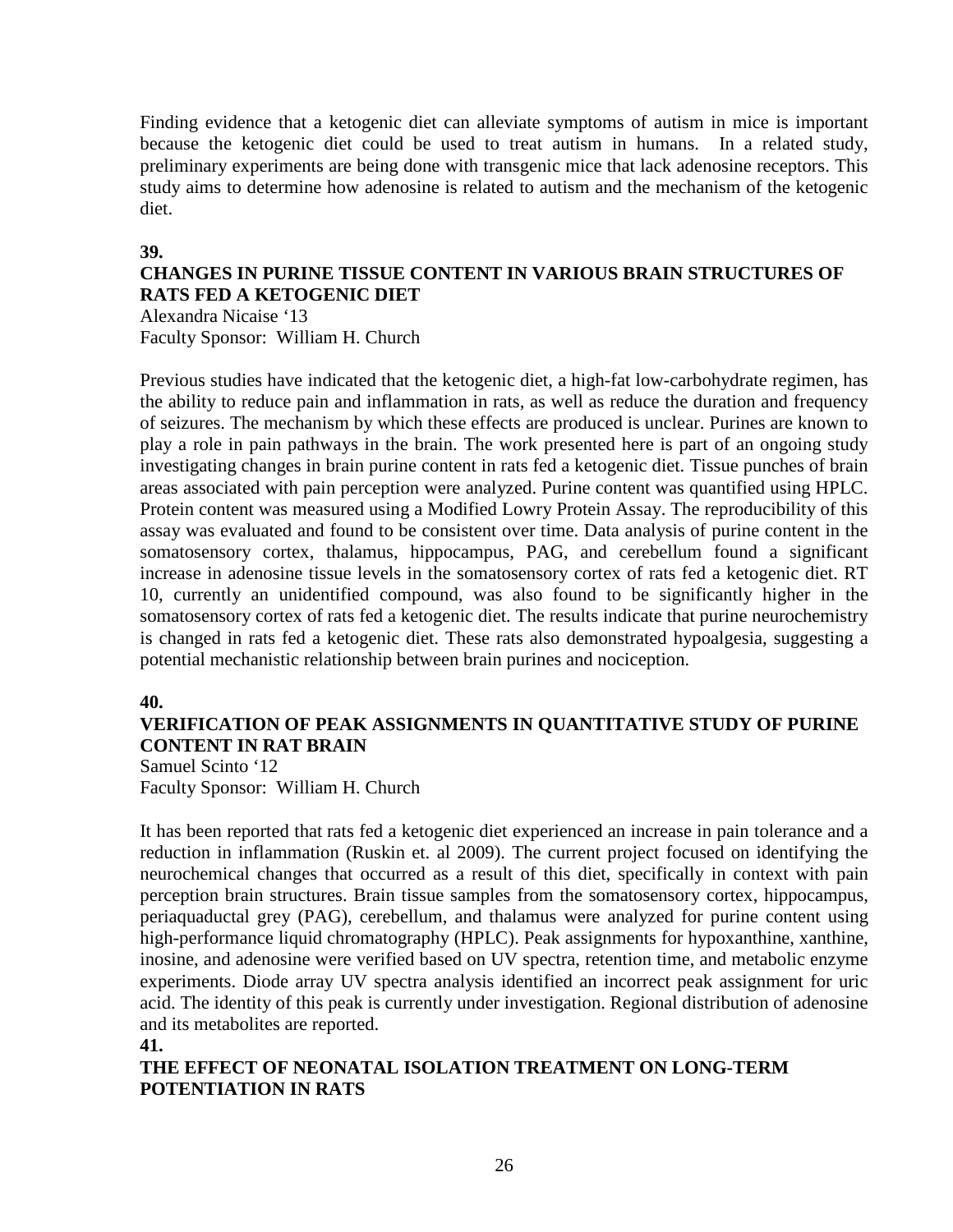Finding evidence that a ketogenic diet can alleviate symptoms of autism in mice is important because the ketogenic diet could be used to treat autism in humans. In a related study, preliminary experiments are being done with transgenic mice that lack adenosine receptors. This study aims to determine how adenosine is related to autism and the mechanism of the ketogenic diet.

**39.**

**CHANGES IN PURINE TISSUE CONTENT IN VARIOUS BRAIN STRUCTURES OF RATS FED A KETOGENIC DIET**

Alexandra Nicaise '13
Faculty Sponsor: William H. Church

Previous studies have indicated that the ketogenic diet, a high-fat low-carbohydrate regimen, has the ability to reduce pain and inflammation in rats, as well as reduce the duration and frequency of seizures. The mechanism by which these effects are produced is unclear. Purines are known to play a role in pain pathways in the brain. The work presented here is part of an ongoing study investigating changes in brain purine content in rats fed a ketogenic diet. Tissue punches of brain areas associated with pain perception were analyzed. Purine content was quantified using HPLC. Protein content was measured using a Modified Lowry Protein Assay. The reproducibility of this assay was evaluated and found to be consistent over time. Data analysis of purine content in the somatosensory cortex, thalamus, hippocampus, PAG, and cerebellum found a significant increase in adenosine tissue levels in the somatosensory cortex of rats fed a ketogenic diet. RT 10, currently an unidentified compound, was also found to be significantly higher in the somatosensory cortex of rats fed a ketogenic diet. The results indicate that purine neurochemistry is changed in rats fed a ketogenic diet. These rats also demonstrated hypoalgesia, suggesting a potential mechanistic relationship between brain purines and nociception.

**40.**

**VERIFICATION OF PEAK ASSIGNMENTS IN QUANTITATIVE STUDY OF PURINE CONTENT IN RAT BRAIN**

Samuel Scinto '12
Faculty Sponsor: William H. Church

It has been reported that rats fed a ketogenic diet experienced an increase in pain tolerance and a reduction in inflammation (Ruskin et. al 2009). The current project focused on identifying the neurochemical changes that occurred as a result of this diet, specifically in context with pain perception brain structures. Brain tissue samples from the somatosensory cortex, hippocampus, periaquaductal grey (PAG), cerebellum, and thalamus were analyzed for purine content using high-performance liquid chromatography (HPLC). Peak assignments for hypoxanthine, xanthine, inosine, and adenosine were verified based on UV spectra, retention time, and metabolic enzyme experiments. Diode array UV spectra analysis identified an incorrect peak assignment for uric acid. The identity of this peak is currently under investigation. Regional distribution of adenosine and its metabolites are reported.

**41.**

**THE EFFECT OF NEONATAL ISOLATION TREATMENT ON LONG-TERM POTENTIATION IN RATS**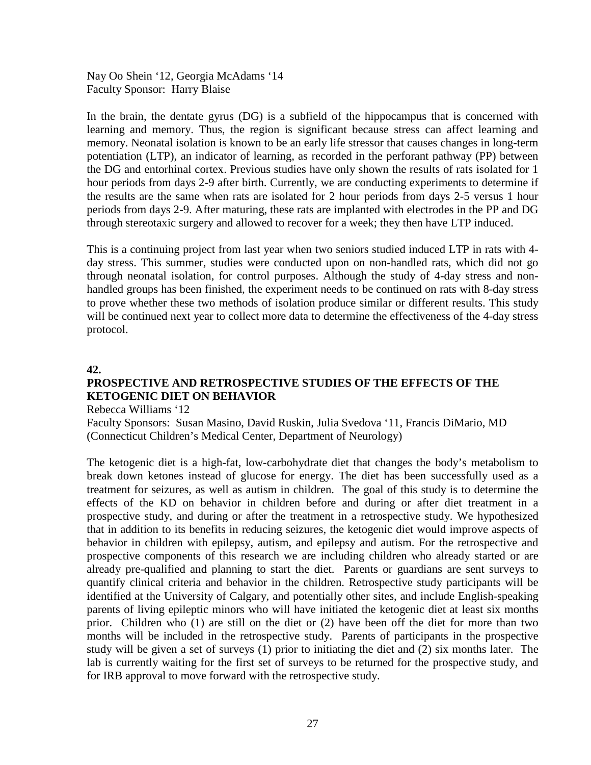Nay Oo Shein '12, Georgia McAdams '14
Faculty Sponsor: Harry Blaise

In the brain, the dentate gyrus (DG) is a subfield of the hippocampus that is concerned with learning and memory. Thus, the region is significant because stress can affect learning and memory. Neonatal isolation is known to be an early life stressor that causes changes in long-term potentiation (LTP), an indicator of learning, as recorded in the perforant pathway (PP) between the DG and entorhinal cortex. Previous studies have only shown the results of rats isolated for 1 hour periods from days 2-9 after birth. Currently, we are conducting experiments to determine if the results are the same when rats are isolated for 2 hour periods from days 2-5 versus 1 hour periods from days 2-9. After maturing, these rats are implanted with electrodes in the PP and DG through stereotaxic surgery and allowed to recover for a week; they then have LTP induced.

This is a continuing project from last year when two seniors studied induced LTP in rats with 4-day stress. This summer, studies were conducted upon on non-handled rats, which did not go through neonatal isolation, for control purposes. Although the study of 4-day stress and non-handled groups has been finished, the experiment needs to be continued on rats with 8-day stress to prove whether these two methods of isolation produce similar or different results. This study will be continued next year to collect more data to determine the effectiveness of the 4-day stress protocol.

**42.**

## PROSPECTIVE AND RETROSPECTIVE STUDIES OF THE EFFECTS OF THE KETOGENIC DIET ON BEHAVIOR

Rebecca Williams '12
Faculty Sponsors: Susan Masino, David Ruskin, Julia Svedova '11, Francis DiMario, MD (Connecticut Children's Medical Center, Department of Neurology)

The ketogenic diet is a high-fat, low-carbohydrate diet that changes the body's metabolism to break down ketones instead of glucose for energy. The diet has been successfully used as a treatment for seizures, as well as autism in children. The goal of this study is to determine the effects of the KD on behavior in children before and during or after diet treatment in a prospective study, and during or after the treatment in a retrospective study. We hypothesized that in addition to its benefits in reducing seizures, the ketogenic diet would improve aspects of behavior in children with epilepsy, autism, and epilepsy and autism. For the retrospective and prospective components of this research we are including children who already started or are already pre-qualified and planning to start the diet. Parents or guardians are sent surveys to quantify clinical criteria and behavior in the children. Retrospective study participants will be identified at the University of Calgary, and potentially other sites, and include English-speaking parents of living epileptic minors who will have initiated the ketogenic diet at least six months prior. Children who (1) are still on the diet or (2) have been off the diet for more than two months will be included in the retrospective study. Parents of participants in the prospective study will be given a set of surveys (1) prior to initiating the diet and (2) six months later. The lab is currently waiting for the first set of surveys to be returned for the prospective study, and for IRB approval to move forward with the retrospective study.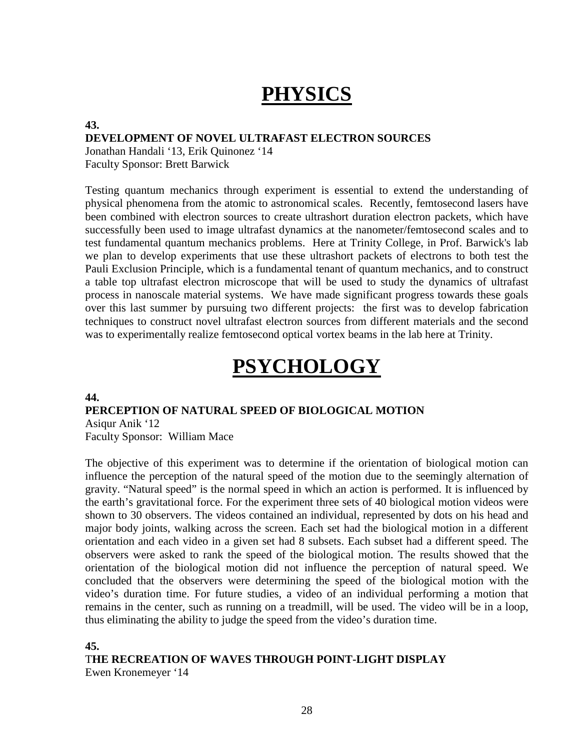# PHYSICS

**43.**

**DEVELOPMENT OF NOVEL ULTRAFAST ELECTRON SOURCES**

Jonathan Handali '13, Erik Quinonez '14
Faculty Sponsor: Brett Barwick

Testing quantum mechanics through experiment is essential to extend the understanding of physical phenomena from the atomic to astronomical scales. Recently, femtosecond lasers have been combined with electron sources to create ultrashort duration electron packets, which have successfully been used to image ultrafast dynamics at the nanometer/femtosecond scales and to test fundamental quantum mechanics problems. Here at Trinity College, in Prof. Barwick's lab we plan to develop experiments that use these ultrashort packets of electrons to both test the Pauli Exclusion Principle, which is a fundamental tenant of quantum mechanics, and to construct a table top ultrafast electron microscope that will be used to study the dynamics of ultrafast process in nanoscale material systems. We have made significant progress towards these goals over this last summer by pursuing two different projects: the first was to develop fabrication techniques to construct novel ultrafast electron sources from different materials and the second was to experimentally realize femtosecond optical vortex beams in the lab here at Trinity.

# PSYCHOLOGY

**44.**

**PERCEPTION OF NATURAL SPEED OF BIOLOGICAL MOTION**

Asiqur Anik '12
Faculty Sponsor: William Mace

The objective of this experiment was to determine if the orientation of biological motion can influence the perception of the natural speed of the motion due to the seemingly alternation of gravity. "Natural speed" is the normal speed in which an action is performed. It is influenced by the earth's gravitational force. For the experiment three sets of 40 biological motion videos were shown to 30 observers. The videos contained an individual, represented by dots on his head and major body joints, walking across the screen. Each set had the biological motion in a different orientation and each video in a given set had 8 subsets. Each subset had a different speed. The observers were asked to rank the speed of the biological motion. The results showed that the orientation of the biological motion did not influence the perception of natural speed. We concluded that the observers were determining the speed of the biological motion with the video's duration time. For future studies, a video of an individual performing a motion that remains in the center, such as running on a treadmill, will be used. The video will be in a loop, thus eliminating the ability to judge the speed from the video's duration time.

**45.**

**THE RECREATION OF WAVES THROUGH POINT-LIGHT DISPLAY**

Ewen Kronemeyer '14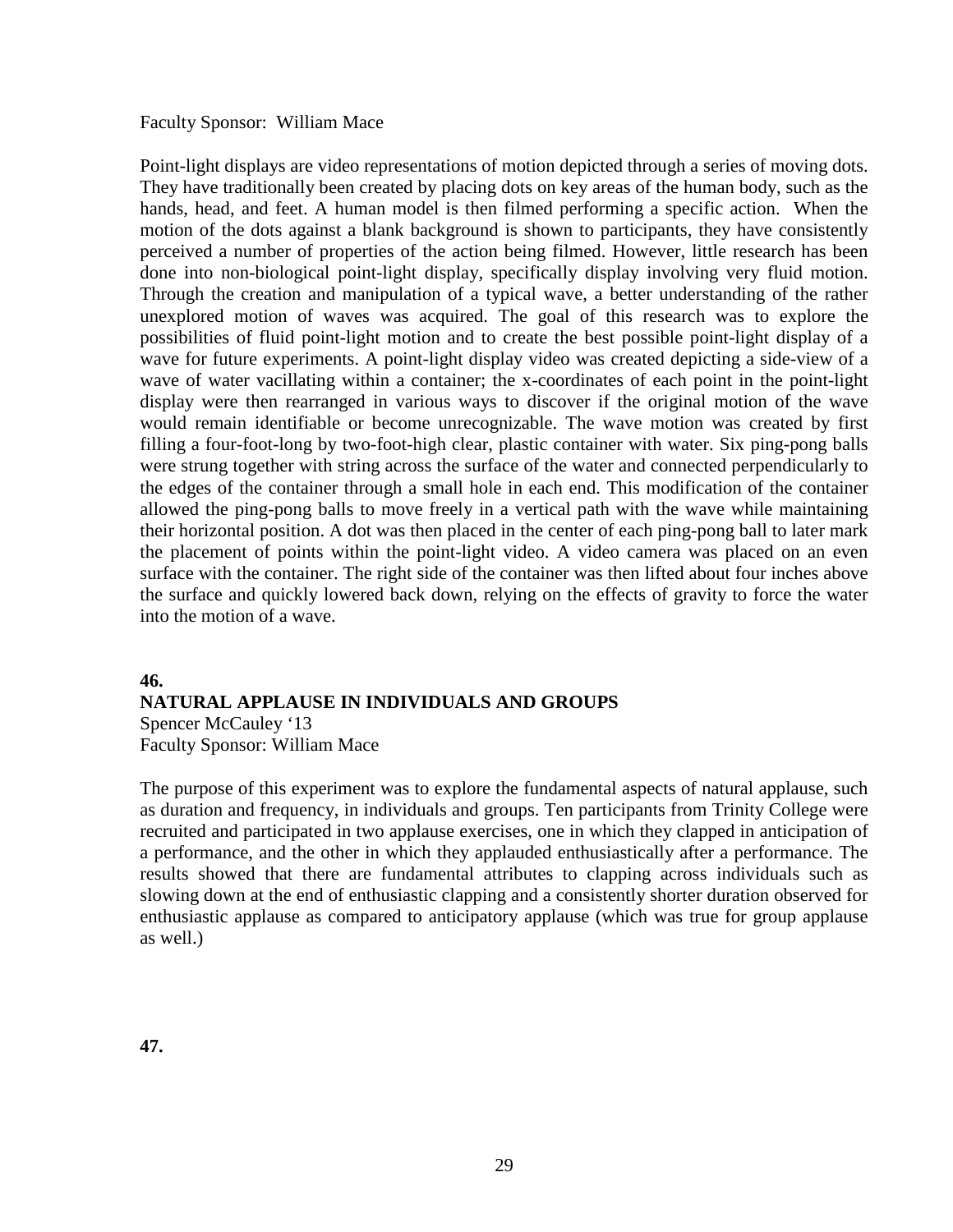Faculty Sponsor: William Mace

Point-light displays are video representations of motion depicted through a series of moving dots. They have traditionally been created by placing dots on key areas of the human body, such as the hands, head, and feet. A human model is then filmed performing a specific action. When the motion of the dots against a blank background is shown to participants, they have consistently perceived a number of properties of the action being filmed. However, little research has been done into non-biological point-light display, specifically display involving very fluid motion. Through the creation and manipulation of a typical wave, a better understanding of the rather unexplored motion of waves was acquired. The goal of this research was to explore the possibilities of fluid point-light motion and to create the best possible point-light display of a wave for future experiments. A point-light display video was created depicting a side-view of a wave of water vacillating within a container; the x-coordinates of each point in the point-light display were then rearranged in various ways to discover if the original motion of the wave would remain identifiable or become unrecognizable. The wave motion was created by first filling a four-foot-long by two-foot-high clear, plastic container with water. Six ping-pong balls were strung together with string across the surface of the water and connected perpendicularly to the edges of the container through a small hole in each end. This modification of the container allowed the ping-pong balls to move freely in a vertical path with the wave while maintaining their horizontal position. A dot was then placed in the center of each ping-pong ball to later mark the placement of points within the point-light video. A video camera was placed on an even surface with the container. The right side of the container was then lifted about four inches above the surface and quickly lowered back down, relying on the effects of gravity to force the water into the motion of a wave.

**46.**

**NATURAL APPLAUSE IN INDIVIDUALS AND GROUPS**

Spencer McCauley '13
Faculty Sponsor: William Mace

The purpose of this experiment was to explore the fundamental aspects of natural applause, such as duration and frequency, in individuals and groups. Ten participants from Trinity College were recruited and participated in two applause exercises, one in which they clapped in anticipation of a performance, and the other in which they applauded enthusiastically after a performance. The results showed that there are fundamental attributes to clapping across individuals such as slowing down at the end of enthusiastic clapping and a consistently shorter duration observed for enthusiastic applause as compared to anticipatory applause (which was true for group applause as well.)

**47.**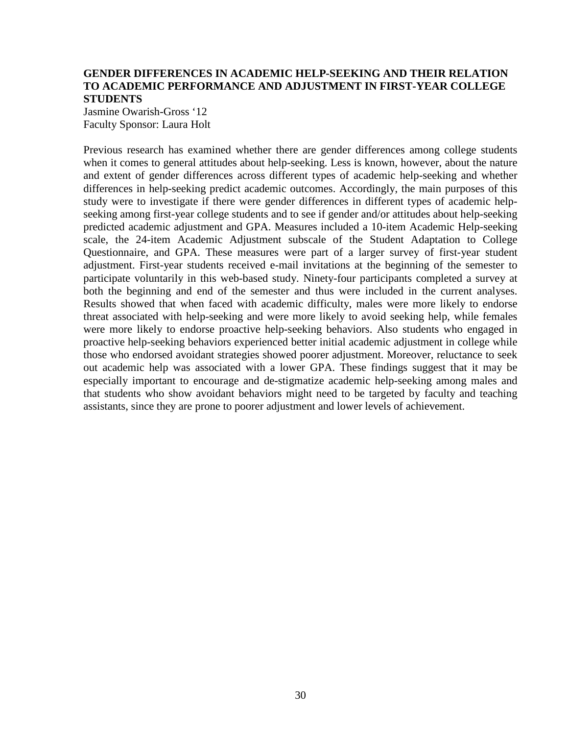**GENDER DIFFERENCES IN ACADEMIC HELP-SEEKING AND THEIR RELATION TO ACADEMIC PERFORMANCE AND ADJUSTMENT IN FIRST-YEAR COLLEGE STUDENTS**

Jasmine Owarish-Gross '12
Faculty Sponsor: Laura Holt

Previous research has examined whether there are gender differences among college students when it comes to general attitudes about help-seeking. Less is known, however, about the nature and extent of gender differences across different types of academic help-seeking and whether differences in help-seeking predict academic outcomes. Accordingly, the main purposes of this study were to investigate if there were gender differences in different types of academic help-seeking among first-year college students and to see if gender and/or attitudes about help-seeking predicted academic adjustment and GPA. Measures included a 10-item Academic Help-seeking scale, the 24-item Academic Adjustment subscale of the Student Adaptation to College Questionnaire, and GPA. These measures were part of a larger survey of first-year student adjustment. First-year students received e-mail invitations at the beginning of the semester to participate voluntarily in this web-based study. Ninety-four participants completed a survey at both the beginning and end of the semester and thus were included in the current analyses. Results showed that when faced with academic difficulty, males were more likely to endorse threat associated with help-seeking and were more likely to avoid seeking help, while females were more likely to endorse proactive help-seeking behaviors. Also students who engaged in proactive help-seeking behaviors experienced better initial academic adjustment in college while those who endorsed avoidant strategies showed poorer adjustment. Moreover, reluctance to seek out academic help was associated with a lower GPA. These findings suggest that it may be especially important to encourage and de-stigmatize academic help-seeking among males and that students who show avoidant behaviors might need to be targeted by faculty and teaching assistants, since they are prone to poorer adjustment and lower levels of achievement.